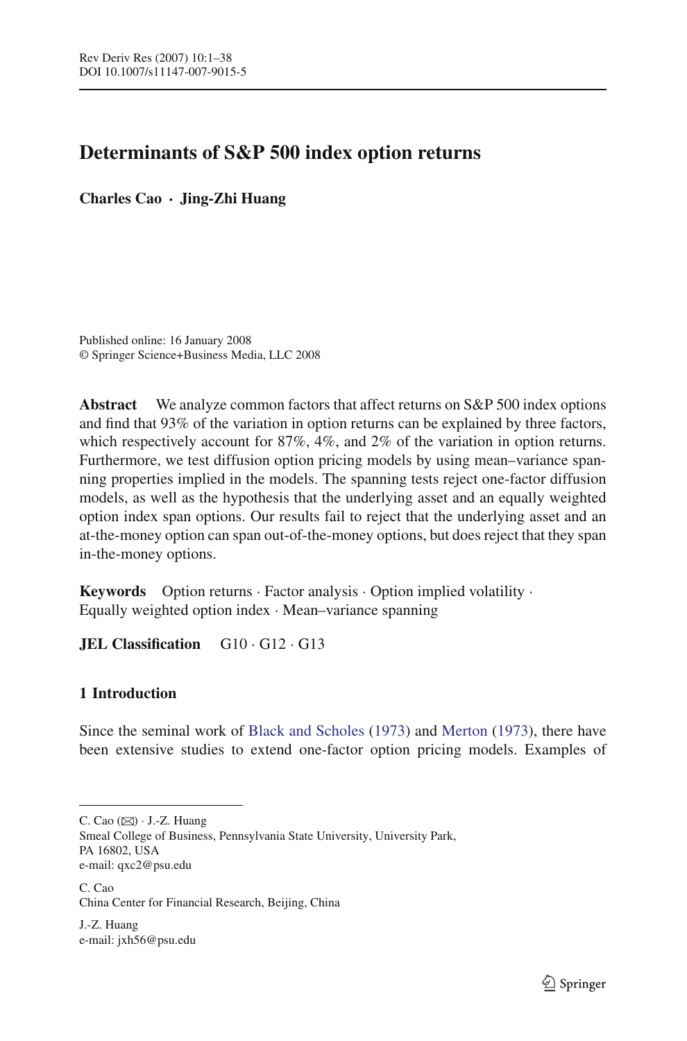# Determinants of S&P 500 index option returns

**Charles Cao · Jing-Zhi Huang**

Published online: 16 January 2008
© Springer Science+Business Media, LLC 2008

**Abstract** We analyze common factors that affect returns on S&P 500 index options and find that 93% of the variation in option returns can be explained by three factors, which respectively account for 87%, 4%, and 2% of the variation in option returns. Furthermore, we test diffusion option pricing models by using mean–variance spanning properties implied in the models. The spanning tests reject one-factor diffusion models, as well as the hypothesis that the underlying asset and an equally weighted option index span options. Our results fail to reject that the underlying asset and an at-the-money option can span out-of-the-money options, but does reject that they span in-the-money options.

**Keywords** Option returns · Factor analysis · Option implied volatility · Equally weighted option index · Mean–variance spanning

**JEL Classification** G10 · G12 · G13

## 1 Introduction

Since the seminal work of Black and Scholes (1973) and Merton (1973), there have been extensive studies to extend one-factor option pricing models. Examples of

---

C. Cao (✉) · J.-Z. Huang
Smeal College of Business, Pennsylvania State University, University Park, PA 16802, USA
e-mail: qxc2@psu.edu

C. Cao
China Center for Financial Research, Beijing, China

J.-Z. Huang
e-mail: jxh56@psu.edu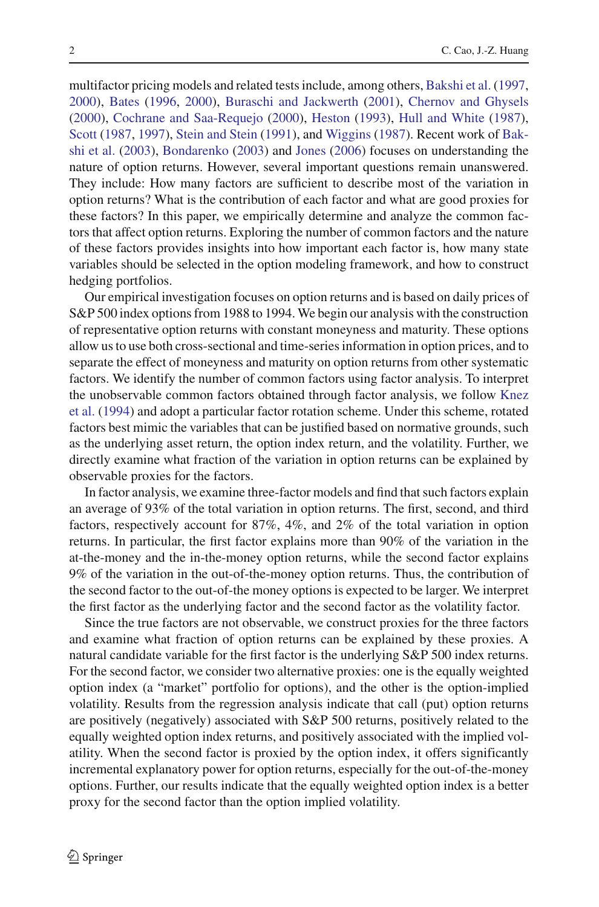multifactor pricing models and related tests include, among others, Bakshi et al. (1997, 2000), Bates (1996, 2000), Buraschi and Jackwerth (2001), Chernov and Ghysels (2000), Cochrane and Saa-Requejo (2000), Heston (1993), Hull and White (1987), Scott (1987, 1997), Stein and Stein (1991), and Wiggins (1987). Recent work of Bakshi et al. (2003), Bondarenko (2003) and Jones (2006) focuses on understanding the nature of option returns. However, several important questions remain unanswered. They include: How many factors are sufficient to describe most of the variation in option returns? What is the contribution of each factor and what are good proxies for these factors? In this paper, we empirically determine and analyze the common factors that affect option returns. Exploring the number of common factors and the nature of these factors provides insights into how important each factor is, how many state variables should be selected in the option modeling framework, and how to construct hedging portfolios.

Our empirical investigation focuses on option returns and is based on daily prices of S&P 500 index options from 1988 to 1994. We begin our analysis with the construction of representative option returns with constant moneyness and maturity. These options allow us to use both cross-sectional and time-series information in option prices, and to separate the effect of moneyness and maturity on option returns from other systematic factors. We identify the number of common factors using factor analysis. To interpret the unobservable common factors obtained through factor analysis, we follow Knez et al. (1994) and adopt a particular factor rotation scheme. Under this scheme, rotated factors best mimic the variables that can be justified based on normative grounds, such as the underlying asset return, the option index return, and the volatility. Further, we directly examine what fraction of the variation in option returns can be explained by observable proxies for the factors.

In factor analysis, we examine three-factor models and find that such factors explain an average of 93% of the total variation in option returns. The first, second, and third factors, respectively account for 87%, 4%, and 2% of the total variation in option returns. In particular, the first factor explains more than 90% of the variation in the at-the-money and the in-the-money option returns, while the second factor explains 9% of the variation in the out-of-the-money option returns. Thus, the contribution of the second factor to the out-of-the money options is expected to be larger. We interpret the first factor as the underlying factor and the second factor as the volatility factor.

Since the true factors are not observable, we construct proxies for the three factors and examine what fraction of option returns can be explained by these proxies. A natural candidate variable for the first factor is the underlying S&P 500 index returns. For the second factor, we consider two alternative proxies: one is the equally weighted option index (a "market" portfolio for options), and the other is the option-implied volatility. Results from the regression analysis indicate that call (put) option returns are positively (negatively) associated with S&P 500 returns, positively related to the equally weighted option index returns, and positively associated with the implied volatility. When the second factor is proxied by the option index, it offers significantly incremental explanatory power for option returns, especially for the out-of-the-money options. Further, our results indicate that the equally weighted option index is a better proxy for the second factor than the option implied volatility.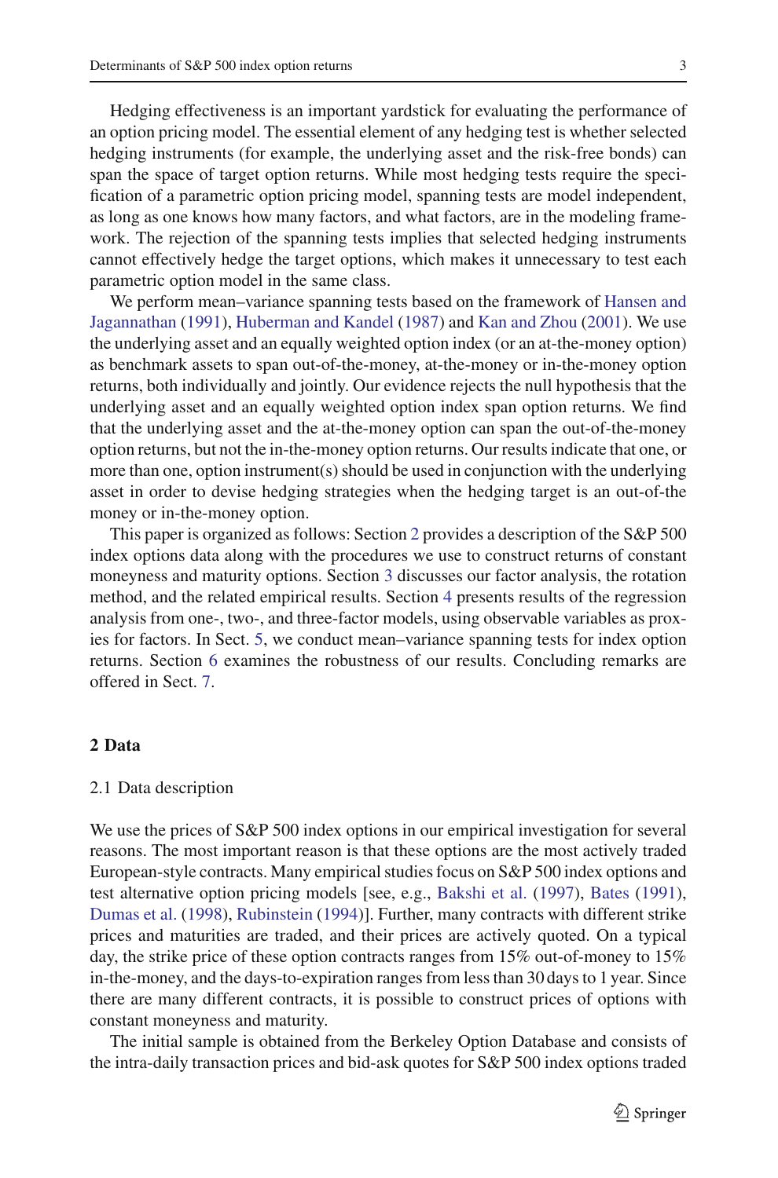Hedging effectiveness is an important yardstick for evaluating the performance of an option pricing model. The essential element of any hedging test is whether selected hedging instruments (for example, the underlying asset and the risk-free bonds) can span the space of target option returns. While most hedging tests require the specification of a parametric option pricing model, spanning tests are model independent, as long as one knows how many factors, and what factors, are in the modeling framework. The rejection of the spanning tests implies that selected hedging instruments cannot effectively hedge the target options, which makes it unnecessary to test each parametric option model in the same class.

We perform mean–variance spanning tests based on the framework of Hansen and Jagannathan (1991), Huberman and Kandel (1987) and Kan and Zhou (2001). We use the underlying asset and an equally weighted option index (or an at-the-money option) as benchmark assets to span out-of-the-money, at-the-money or in-the-money option returns, both individually and jointly. Our evidence rejects the null hypothesis that the underlying asset and an equally weighted option index span option returns. We find that the underlying asset and the at-the-money option can span the out-of-the-money option returns, but not the in-the-money option returns. Our results indicate that one, or more than one, option instrument(s) should be used in conjunction with the underlying asset in order to devise hedging strategies when the hedging target is an out-of-the money or in-the-money option.

This paper is organized as follows: Section 2 provides a description of the S&P 500 index options data along with the procedures we use to construct returns of constant moneyness and maturity options. Section 3 discusses our factor analysis, the rotation method, and the related empirical results. Section 4 presents results of the regression analysis from one-, two-, and three-factor models, using observable variables as proxies for factors. In Sect. 5, we conduct mean–variance spanning tests for index option returns. Section 6 examines the robustness of our results. Concluding remarks are offered in Sect. 7.

## 2 Data

### 2.1 Data description

We use the prices of S&P 500 index options in our empirical investigation for several reasons. The most important reason is that these options are the most actively traded European-style contracts. Many empirical studies focus on S&P 500 index options and test alternative option pricing models [see, e.g., Bakshi et al. (1997), Bates (1991), Dumas et al. (1998), Rubinstein (1994)]. Further, many contracts with different strike prices and maturities are traded, and their prices are actively quoted. On a typical day, the strike price of these option contracts ranges from 15% out-of-money to 15% in-the-money, and the days-to-expiration ranges from less than 30 days to 1 year. Since there are many different contracts, it is possible to construct prices of options with constant moneyness and maturity.

The initial sample is obtained from the Berkeley Option Database and consists of the intra-daily transaction prices and bid-ask quotes for S&P 500 index options traded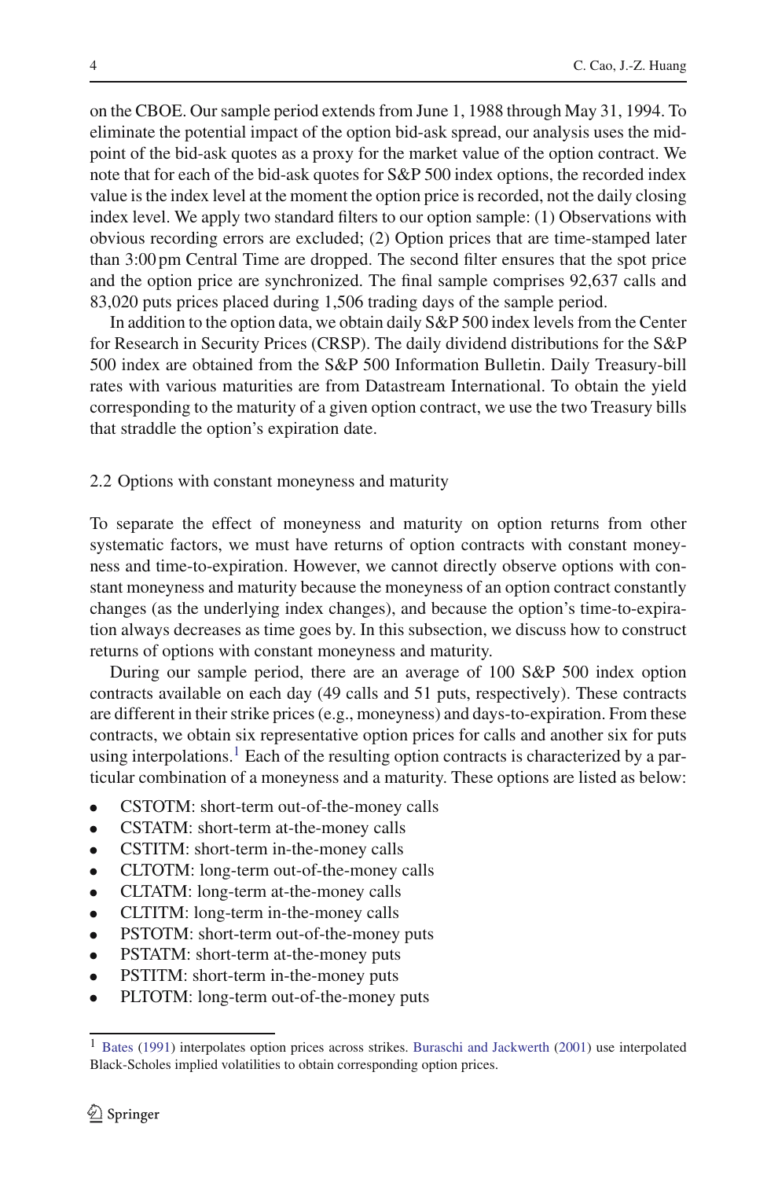on the CBOE. Our sample period extends from June 1, 1988 through May 31, 1994. To eliminate the potential impact of the option bid-ask spread, our analysis uses the midpoint of the bid-ask quotes as a proxy for the market value of the option contract. We note that for each of the bid-ask quotes for S&P 500 index options, the recorded index value is the index level at the moment the option price is recorded, not the daily closing index level. We apply two standard filters to our option sample: (1) Observations with obvious recording errors are excluded; (2) Option prices that are time-stamped later than 3:00 pm Central Time are dropped. The second filter ensures that the spot price and the option price are synchronized. The final sample comprises 92,637 calls and 83,020 puts prices placed during 1,506 trading days of the sample period.

In addition to the option data, we obtain daily S&P 500 index levels from the Center for Research in Security Prices (CRSP). The daily dividend distributions for the S&P 500 index are obtained from the S&P 500 Information Bulletin. Daily Treasury-bill rates with various maturities are from Datastream International. To obtain the yield corresponding to the maturity of a given option contract, we use the two Treasury bills that straddle the option's expiration date.

### 2.2 Options with constant moneyness and maturity

To separate the effect of moneyness and maturity on option returns from other systematic factors, we must have returns of option contracts with constant moneyness and time-to-expiration. However, we cannot directly observe options with constant moneyness and maturity because the moneyness of an option contract constantly changes (as the underlying index changes), and because the option's time-to-expiration always decreases as time goes by. In this subsection, we discuss how to construct returns of options with constant moneyness and maturity.

During our sample period, there are an average of 100 S&P 500 index option contracts available on each day (49 calls and 51 puts, respectively). These contracts are different in their strike prices (e.g., moneyness) and days-to-expiration. From these contracts, we obtain six representative option prices for calls and another six for puts using interpolations.[1] Each of the resulting option contracts is characterized by a particular combination of a moneyness and a maturity. These options are listed as below:

- CSTOTM: short-term out-of-the-money calls
- CSTATM: short-term at-the-money calls
- CSTITM: short-term in-the-money calls
- CLTOTM: long-term out-of-the-money calls
- CLTATM: long-term at-the-money calls
- CLTITM: long-term in-the-money calls
- PSTOTM: short-term out-of-the-money puts
- PSTATM: short-term at-the-money puts
- PSTITM: short-term in-the-money puts
- PLTOTM: long-term out-of-the-money puts

[1] Bates (1991) interpolates option prices across strikes. Buraschi and Jackwerth (2001) use interpolated Black-Scholes implied volatilities to obtain corresponding option prices.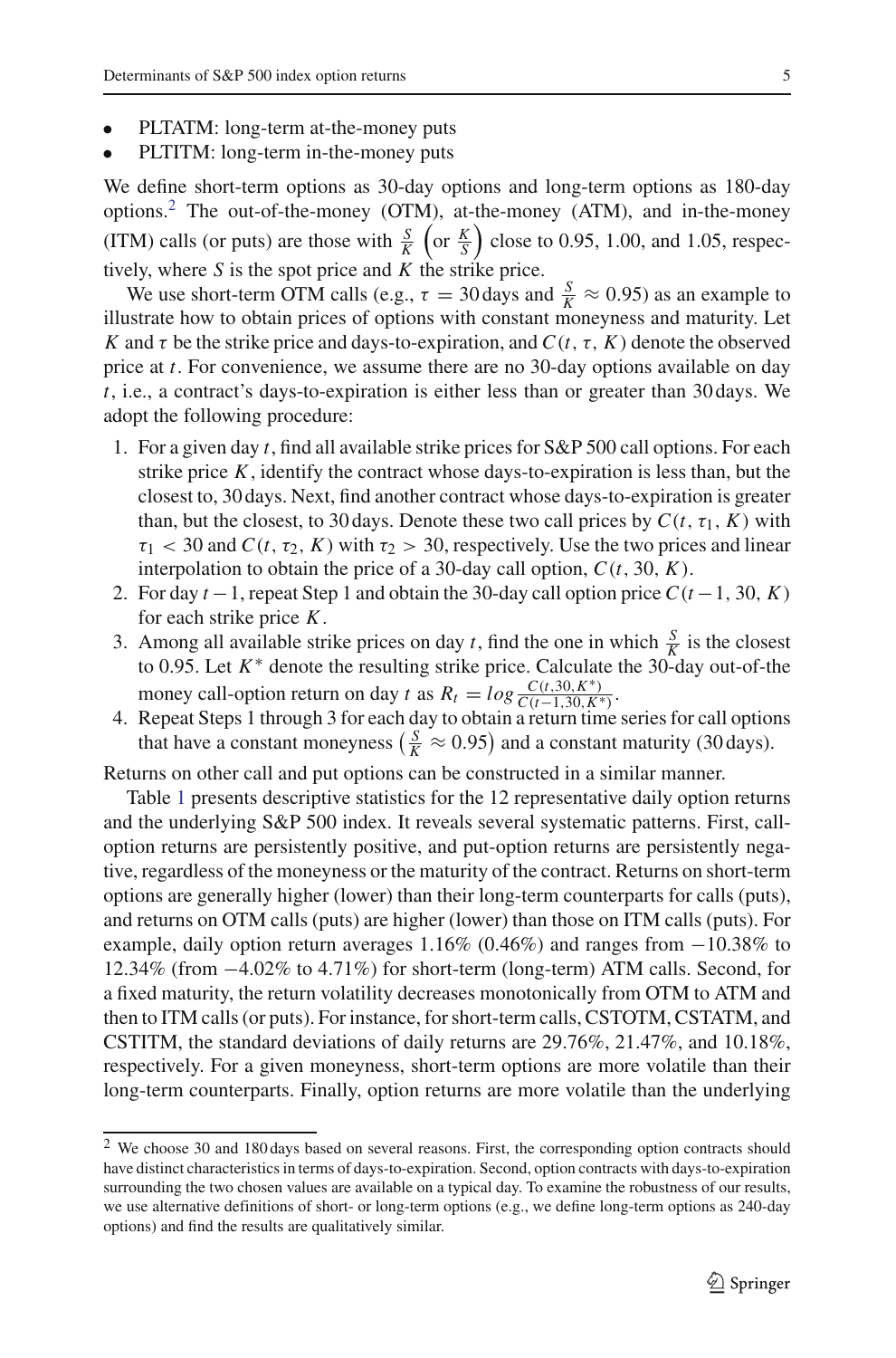- PLTATM: long-term at-the-money puts
- PLTITM: long-term in-the-money puts

We define short-term options as 30-day options and long-term options as 180-day options.[2] The out-of-the-money (OTM), at-the-money (ATM), and in-the-money (ITM) calls (or puts) are those with $\frac{S}{K}$ $\left(\text{or } \frac{K}{S}\right)$ close to 0.95, 1.00, and 1.05, respectively, where $S$ is the spot price and $K$ the strike price.

We use short-term OTM calls (e.g., $\tau = 30$ days and $\frac{S}{K} \approx 0.95$) as an example to illustrate how to obtain prices of options with constant moneyness and maturity. Let $K$ and $\tau$ be the strike price and days-to-expiration, and $C(t, \tau, K)$ denote the observed price at $t$. For convenience, we assume there are no 30-day options available on day $t$, i.e., a contract's days-to-expiration is either less than or greater than 30 days. We adopt the following procedure:

1. For a given day $t$, find all available strike prices for S&P 500 call options. For each strike price $K$, identify the contract whose days-to-expiration is less than, but the closest to, 30 days. Next, find another contract whose days-to-expiration is greater than, but the closest, to 30 days. Denote these two call prices by $C(t, \tau_1, K)$ with $\tau_1 < 30$ and $C(t, \tau_2, K)$ with $\tau_2 > 30$, respectively. Use the two prices and linear interpolation to obtain the price of a 30-day call option, $C(t, 30, K)$.
2. For day $t-1$, repeat Step 1 and obtain the 30-day call option price $C(t-1, 30, K)$ for each strike price $K$.
3. Among all available strike prices on day $t$, find the one in which $\frac{S}{K}$ is the closest to 0.95. Let $K^*$ denote the resulting strike price. Calculate the 30-day out-of-the money call-option return on day $t$ as $R_t = log \frac{C(t,30,K^*)}{C(t-1,30,K^*)}$.
4. Repeat Steps 1 through 3 for each day to obtain a return time series for call options that have a constant moneyness $\left(\frac{S}{K} \approx 0.95\right)$ and a constant maturity (30 days).

Returns on other call and put options can be constructed in a similar manner.

Table 1 presents descriptive statistics for the 12 representative daily option returns and the underlying S&P 500 index. It reveals several systematic patterns. First, call-option returns are persistently positive, and put-option returns are persistently negative, regardless of the moneyness or the maturity of the contract. Returns on short-term options are generally higher (lower) than their long-term counterparts for calls (puts), and returns on OTM calls (puts) are higher (lower) than those on ITM calls (puts). For example, daily option return averages 1.16% (0.46%) and ranges from −10.38% to 12.34% (from −4.02% to 4.71%) for short-term (long-term) ATM calls. Second, for a fixed maturity, the return volatility decreases monotonically from OTM to ATM and then to ITM calls (or puts). For instance, for short-term calls, CSTOTM, CSTATM, and CSTITM, the standard deviations of daily returns are 29.76%, 21.47%, and 10.18%, respectively. For a given moneyness, short-term options are more volatile than their long-term counterparts. Finally, option returns are more volatile than the underlying

[2] We choose 30 and 180 days based on several reasons. First, the corresponding option contracts should have distinct characteristics in terms of days-to-expiration. Second, option contracts with days-to-expiration surrounding the two chosen values are available on a typical day. To examine the robustness of our results, we use alternative definitions of short- or long-term options (e.g., we define long-term options as 240-day options) and find the results are qualitatively similar.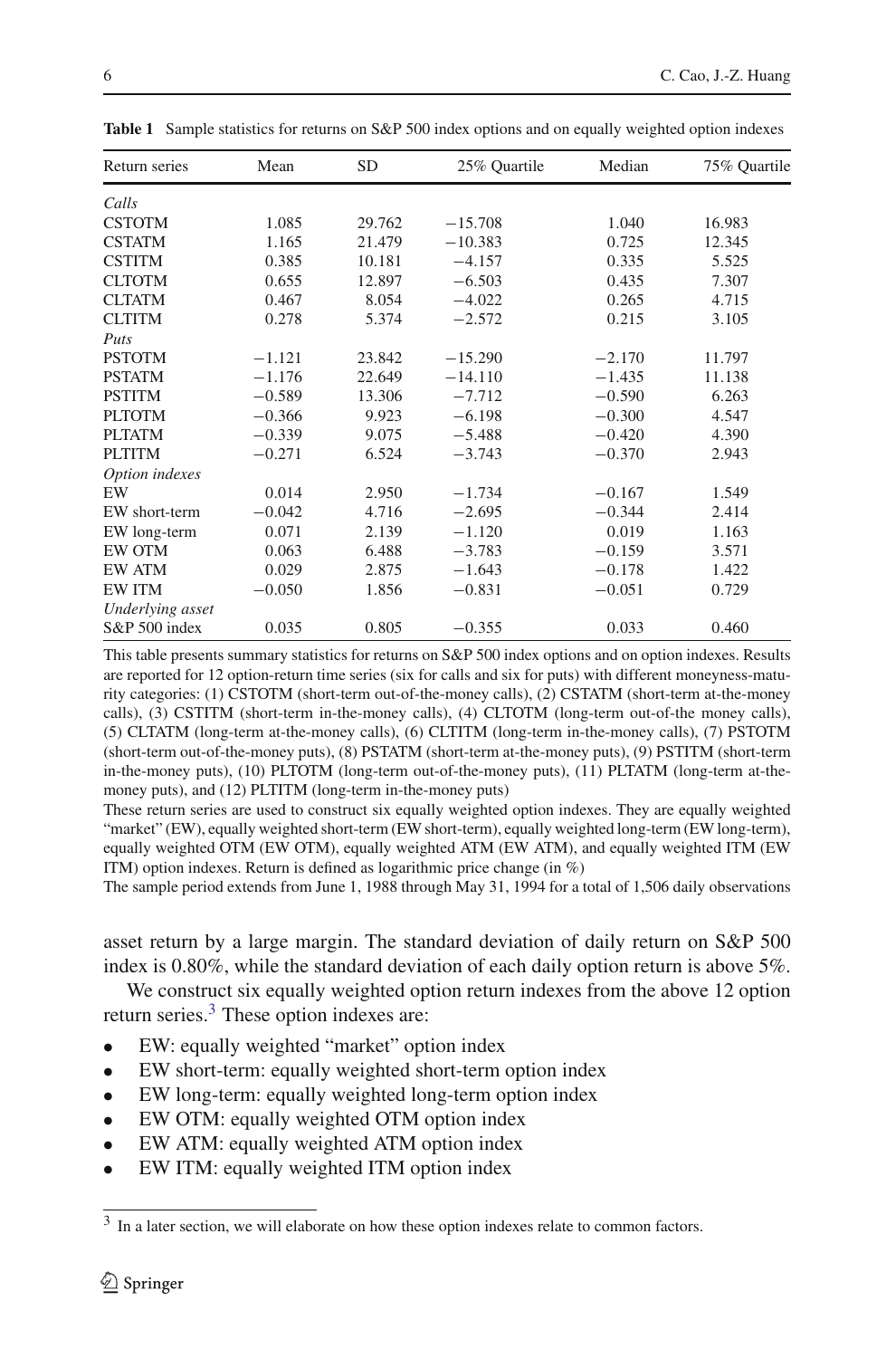**Table 1** Sample statistics for returns on S&P 500 index options and on equally weighted option indexes

| Return series | Mean | SD | 25% Quartile | Median | 75% Quartile |
|---|---|---|---|---|---|
| *Calls* | | | | | |
| CSTOTM | 1.085 | 29.762 | −15.708 | 1.040 | 16.983 |
| CSTATM | 1.165 | 21.479 | −10.383 | 0.725 | 12.345 |
| CSTITM | 0.385 | 10.181 | −4.157 | 0.335 | 5.525 |
| CLTOTM | 0.655 | 12.897 | −6.503 | 0.435 | 7.307 |
| CLTATM | 0.467 | 8.054 | −4.022 | 0.265 | 4.715 |
| CLTITM | 0.278 | 5.374 | −2.572 | 0.215 | 3.105 |
| *Puts* | | | | | |
| PSTOTM | −1.121 | 23.842 | −15.290 | −2.170 | 11.797 |
| PSTATM | −1.176 | 22.649 | −14.110 | −1.435 | 11.138 |
| PSTITM | −0.589 | 13.306 | −7.712 | −0.590 | 6.263 |
| PLTOTM | −0.366 | 9.923 | −6.198 | −0.300 | 4.547 |
| PLTATM | −0.339 | 9.075 | −5.488 | −0.420 | 4.390 |
| PLTITM | −0.271 | 6.524 | −3.743 | −0.370 | 2.943 |
| *Option indexes* | | | | | |
| EW | 0.014 | 2.950 | −1.734 | −0.167 | 1.549 |
| EW short-term | −0.042 | 4.716 | −2.695 | −0.344 | 2.414 |
| EW long-term | 0.071 | 2.139 | −1.120 | 0.019 | 1.163 |
| EW OTM | 0.063 | 6.488 | −3.783 | −0.159 | 3.571 |
| EW ATM | 0.029 | 2.875 | −1.643 | −0.178 | 1.422 |
| EW ITM | −0.050 | 1.856 | −0.831 | −0.051 | 0.729 |
| *Underlying asset* | | | | | |
| S&P 500 index | 0.035 | 0.805 | −0.355 | 0.033 | 0.460 |

This table presents summary statistics for returns on S&P 500 index options and on option indexes. Results are reported for 12 option-return time series (six for calls and six for puts) with different moneyness-maturity categories: (1) CSTOTM (short-term out-of-the-money calls), (2) CSTATM (short-term at-the-money calls), (3) CSTITM (short-term in-the-money calls), (4) CLTOTM (long-term out-of-the money calls), (5) CLTATM (long-term at-the-money calls), (6) CLTITM (long-term in-the-money calls), (7) PSTOTM (short-term out-of-the-money puts), (8) PSTATM (short-term at-the-money puts), (9) PSTITM (short-term in-the-money puts), (10) PLTOTM (long-term out-of-the-money puts), (11) PLTATM (long-term at-the-money puts), and (12) PLTITM (long-term in-the-money puts)

These return series are used to construct six equally weighted option indexes. They are equally weighted "market" (EW), equally weighted short-term (EW short-term), equally weighted long-term (EW long-term), equally weighted OTM (EW OTM), equally weighted ATM (EW ATM), and equally weighted ITM (EW ITM) option indexes. Return is defined as logarithmic price change (in %)

The sample period extends from June 1, 1988 through May 31, 1994 for a total of 1,506 daily observations

asset return by a large margin. The standard deviation of daily return on S&P 500 index is 0.80%, while the standard deviation of each daily option return is above 5%.

We construct six equally weighted option return indexes from the above 12 option return series.[3] These option indexes are:

- EW: equally weighted "market" option index
- EW short-term: equally weighted short-term option index
- EW long-term: equally weighted long-term option index
- EW OTM: equally weighted OTM option index
- EW ATM: equally weighted ATM option index
- EW ITM: equally weighted ITM option index

[3] In a later section, we will elaborate on how these option indexes relate to common factors.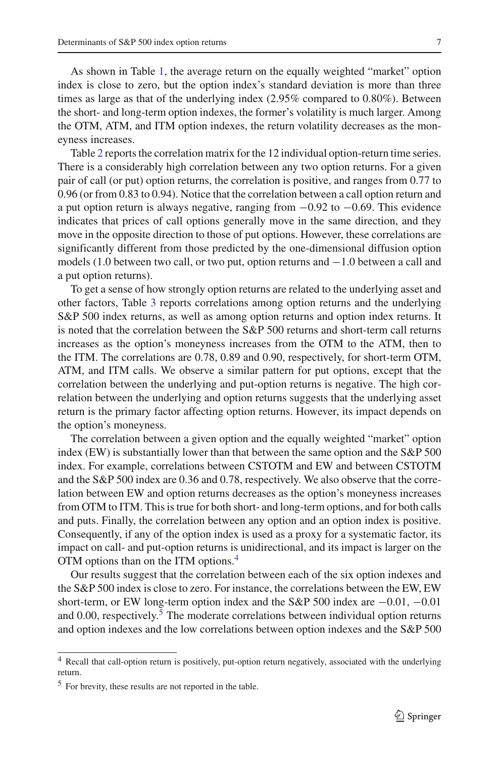As shown in Table 1, the average return on the equally weighted "market" option index is close to zero, but the option index's standard deviation is more than three times as large as that of the underlying index (2.95% compared to 0.80%). Between the short- and long-term option indexes, the former's volatility is much larger. Among the OTM, ATM, and ITM option indexes, the return volatility decreases as the moneyness increases.

Table 2 reports the correlation matrix for the 12 individual option-return time series. There is a considerably high correlation between any two option returns. For a given pair of call (or put) option returns, the correlation is positive, and ranges from 0.77 to 0.96 (or from 0.83 to 0.94). Notice that the correlation between a call option return and a put option return is always negative, ranging from −0.92 to −0.69. This evidence indicates that prices of call options generally move in the same direction, and they move in the opposite direction to those of put options. However, these correlations are significantly different from those predicted by the one-dimensional diffusion option models (1.0 between two call, or two put, option returns and −1.0 between a call and a put option returns).

To get a sense of how strongly option returns are related to the underlying asset and other factors, Table 3 reports correlations among option returns and the underlying S&P 500 index returns, as well as among option returns and option index returns. It is noted that the correlation between the S&P 500 returns and short-term call returns increases as the option's moneyness increases from the OTM to the ATM, then to the ITM. The correlations are 0.78, 0.89 and 0.90, respectively, for short-term OTM, ATM, and ITM calls. We observe a similar pattern for put options, except that the correlation between the underlying and put-option returns is negative. The high correlation between the underlying and option returns suggests that the underlying asset return is the primary factor affecting option returns. However, its impact depends on the option's moneyness.

The correlation between a given option and the equally weighted "market" option index (EW) is substantially lower than that between the same option and the S&P 500 index. For example, correlations between CSTOTM and EW and between CSTOTM and the S&P 500 index are 0.36 and 0.78, respectively. We also observe that the correlation between EW and option returns decreases as the option's moneyness increases from OTM to ITM. This is true for both short- and long-term options, and for both calls and puts. Finally, the correlation between any option and an option index is positive. Consequently, if any of the option index is used as a proxy for a systematic factor, its impact on call- and put-option returns is unidirectional, and its impact is larger on the OTM options than on the ITM options.[4]

Our results suggest that the correlation between each of the six option indexes and the S&P 500 index is close to zero. For instance, the correlations between the EW, EW short-term, or EW long-term option index and the S&P 500 index are −0.01, −0.01 and 0.00, respectively.[5] The moderate correlations between individual option returns and option indexes and the low correlations between option indexes and the S&P 500

[4] Recall that call-option return is positively, put-option return negatively, associated with the underlying return.

[5] For brevity, these results are not reported in the table.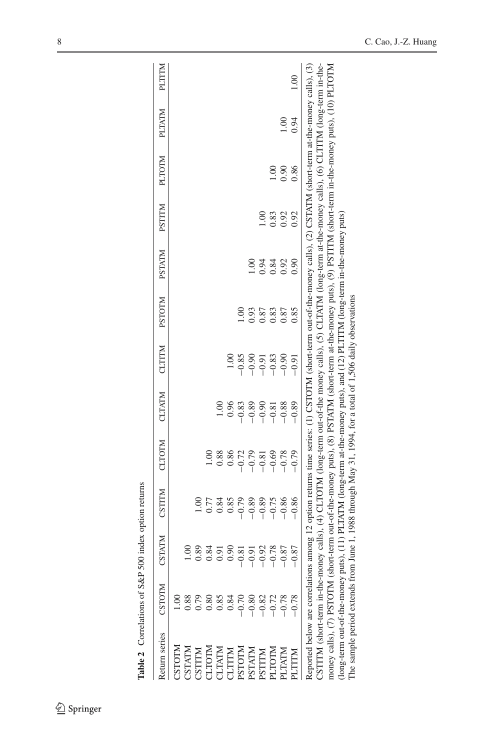**Table 2** Correlations of S&P 500 index option returns

| Return series | CSTOTM | CSTATM | CSTITM | CLTOTM | CLTATM | CLTITM | PSTOTM | PSTATM | PSTITM | PLTOTM | PLTATM | PLTITM |
|---|---|---|---|---|---|---|---|---|---|---|---|---|
| CSTOTM | 1.00 | | | | | | | | | | | |
| CSTATM | 0.88 | 1.00 | | | | | | | | | | |
| CSTITM | 0.79 | 0.89 | 1.00 | | | | | | | | | |
| CLTOTM | 0.80 | 0.84 | 0.77 | 1.00 | | | | | | | | |
| CLTATM | 0.85 | 0.91 | 0.84 | 0.88 | 1.00 | | | | | | | |
| CLTITM | 0.84 | 0.90 | 0.85 | 0.86 | 0.96 | 1.00 | | | | | | |
| PSTOTM | −0.70 | −0.81 | −0.79 | −0.72 | −0.83 | −0.85 | 1.00 | | | | | |
| PSTATM | −0.80 | −0.91 | −0.89 | −0.79 | −0.89 | −0.90 | 0.93 | 1.00 | | | | |
| PSTITM | −0.82 | −0.92 | −0.89 | −0.81 | −0.90 | −0.91 | 0.87 | 0.94 | 1.00 | | | |
| PLTOTM | −0.72 | −0.78 | −0.75 | −0.69 | −0.81 | −0.83 | 0.83 | 0.84 | 0.83 | 1.00 | | |
| PLTATM | −0.78 | −0.87 | −0.86 | −0.78 | −0.88 | −0.90 | 0.87 | 0.92 | 0.92 | 0.90 | 1.00 | |
| PLTITM | −0.78 | −0.87 | −0.86 | −0.79 | −0.89 | −0.91 | 0.85 | 0.90 | 0.92 | 0.86 | 0.94 | 1.00 |

Reported below are correlations among 12 option returns time series: (1) CSTOTM (short-term out-of-the-money calls), (2) CSTATM (short-term at-the-money calls), (3) CSTITM (short-term in-the-money calls), (4) CLTOTM (long-term out-of-the money calls), (5) CLTATM (long-term at-the-money calls), (6) CLTITM (long-term in-the-money calls), (7) PSTOTM (short-term out-of-the-money puts), (8) PSTATM (short-term at-the-money puts), (9) PSTITM (short-term in-the-money puts), (10) PLTOTM (long-term out-of-the-money puts), (11) PLTATM (long-term at-the-money puts), and (12) PLTITM (long-term in-the-money puts)
The sample period extends from June 1, 1988 through May 31, 1994, for a total of 1,506 daily observations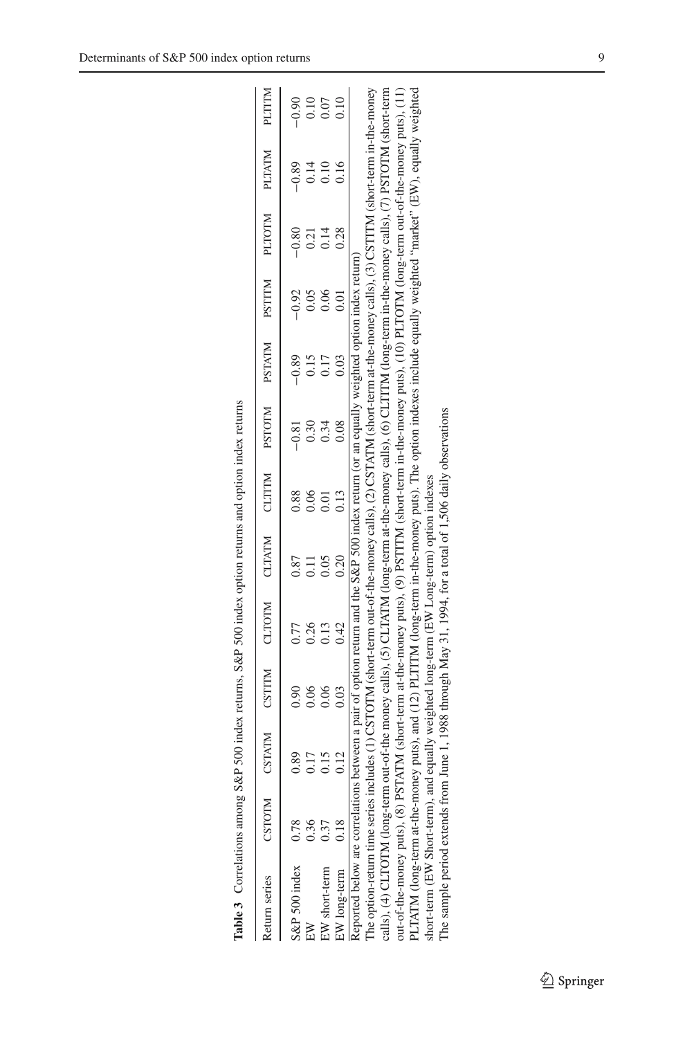**Table 3** Correlations among S&P 500 index returns, S&P 500 index option returns and option index returns

| Return series | CSTOTM | CSTATM | CSTITM | CLTOTM | CLTATM | CLTITM | PSTOTM | PSTATM | PSTITM | PLTOTM | PLTATM | PLTITM |
|---|---|---|---|---|---|---|---|---|---|---|---|---|
| S&P 500 index | 0.78 | 0.89 | 0.90 | 0.77 | 0.87 | 0.88 | −0.81 | −0.89 | −0.92 | −0.80 | −0.89 | −0.90 |
| EW | 0.36 | 0.17 | 0.06 | 0.26 | 0.11 | 0.06 | 0.30 | 0.15 | 0.05 | 0.21 | 0.14 | 0.10 |
| EW short-term | 0.37 | 0.15 | 0.06 | 0.13 | 0.05 | 0.01 | 0.34 | 0.17 | 0.06 | 0.14 | 0.10 | 0.07 |
| EW long-term | 0.18 | 0.12 | 0.03 | 0.42 | 0.20 | 0.13 | 0.08 | 0.03 | 0.01 | 0.28 | 0.16 | 0.10 |

Reported below are correlations between a pair of option return and the S&P 500 index return (or an equally weighted option index return)

The option-return time series includes (1) CSTOTM (short-term out-of-the-money calls), (2) CSTATM (short-term at-the-money calls), (3) CSTITM (short-term in-the-money calls), (4) CLTOTM (long-term out-of-the money calls), (5) CLTATM (long-term at-the-money calls), (6) CLTITM (long-term in-the-money calls), (7) PSTOTM (short-term out-of-the-money puts), (8) PSTATM (short-term at-the-money puts), (9) PSTITM (short-term in-the-money puts), (10) PLTOTM (long-term out-of-the-money puts), (11) PLTATM (long-term at-the-money puts), and (12) PLTITM (long-term in-the-money puts). The option indexes include equally weighted "market" (EW), equally weighted short-term (EW Short-term), and equally weighted long-term (EW Long-term) option indexes

The sample period extends from June 1, 1988 through May 31, 1994, for a total of 1,506 daily observations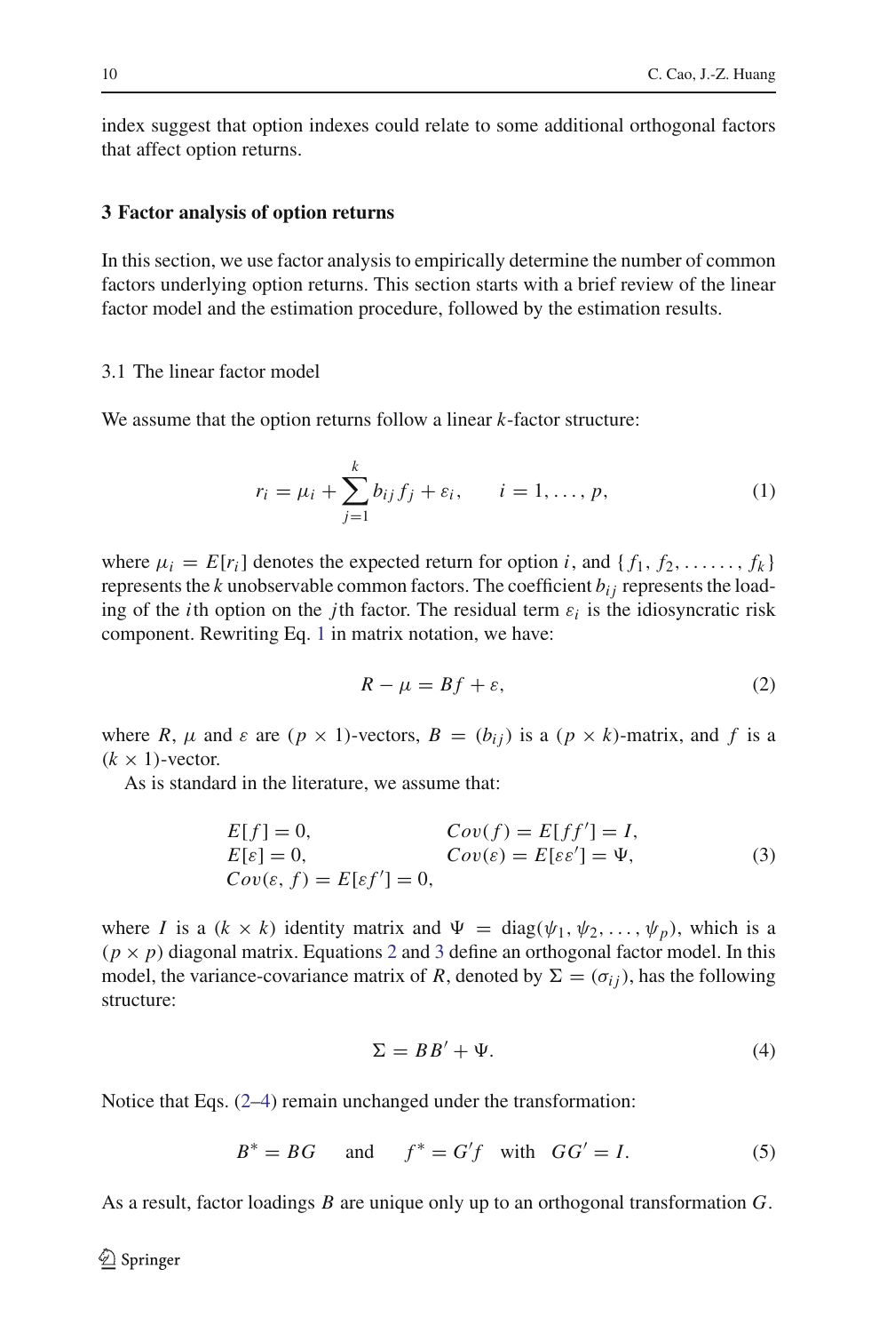index suggest that option indexes could relate to some additional orthogonal factors that affect option returns.

## 3 Factor analysis of option returns

In this section, we use factor analysis to empirically determine the number of common factors underlying option returns. This section starts with a brief review of the linear factor model and the estimation procedure, followed by the estimation results.

### 3.1 The linear factor model

We assume that the option returns follow a linear $k$-factor structure:

$$r_i = \mu_i + \sum_{j=1}^{k} b_{ij} f_j + \varepsilon_i, \qquad i = 1, \ldots, p, \tag{1}$$

where $\mu_i = E[r_i]$ denotes the expected return for option $i$, and $\{f_1, f_2, \ldots\ldots, f_k\}$ represents the $k$ unobservable common factors. The coefficient $b_{ij}$ represents the loading of the $i$th option on the $j$th factor. The residual term $\varepsilon_i$ is the idiosyncratic risk component. Rewriting Eq. 1 in matrix notation, we have:

$$R - \mu = Bf + \varepsilon, \tag{2}$$

where $R$, $\mu$ and $\varepsilon$ are $(p \times 1)$-vectors, $B = (b_{ij})$ is a $(p \times k)$-matrix, and $f$ is a $(k \times 1)$-vector.

As is standard in the literature, we assume that:

$$\begin{aligned}
&E[f] = 0, && Cov(f) = E[ff'] = I,\\
&E[\varepsilon] = 0, && Cov(\varepsilon) = E[\varepsilon\varepsilon'] = \Psi,\\
&Cov(\varepsilon, f) = E[\varepsilon f'] = 0, &&
\end{aligned} \tag{3}$$

where $I$ is a $(k \times k)$ identity matrix and $\Psi = \text{diag}(\psi_1, \psi_2, \ldots, \psi_p)$, which is a $(p \times p)$ diagonal matrix. Equations 2 and 3 define an orthogonal factor model. In this model, the variance-covariance matrix of $R$, denoted by $\Sigma = (\sigma_{ij})$, has the following structure:

$$\Sigma = BB' + \Psi. \tag{4}$$

Notice that Eqs. (2–4) remain unchanged under the transformation:

$$B^* = BG \quad \text{and} \quad f^* = G'f \quad \text{with} \quad GG' = I. \tag{5}$$

As a result, factor loadings $B$ are unique only up to an orthogonal transformation $G$.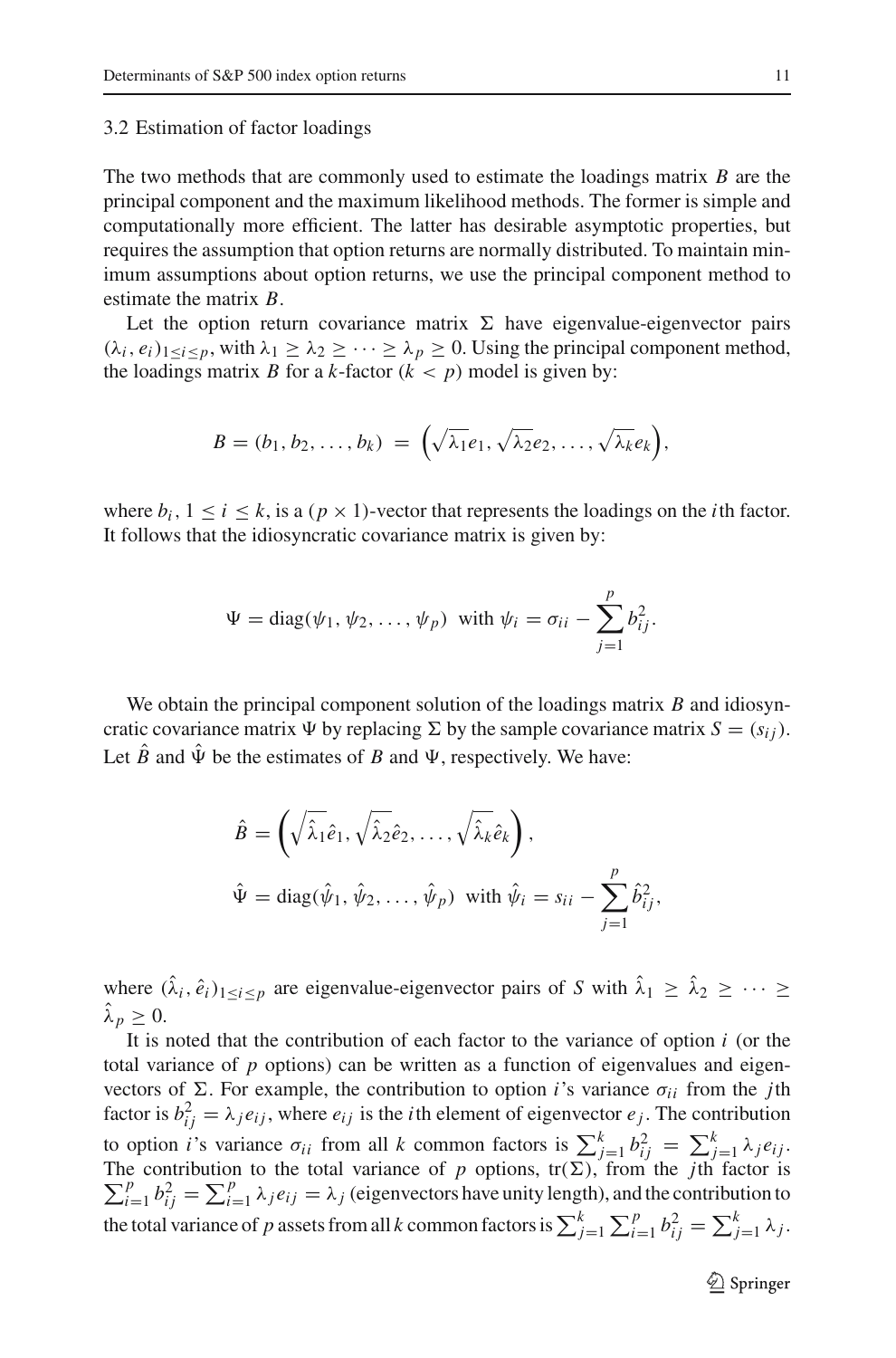### 3.2 Estimation of factor loadings

The two methods that are commonly used to estimate the loadings matrix $B$ are the principal component and the maximum likelihood methods. The former is simple and computationally more efficient. The latter has desirable asymptotic properties, but requires the assumption that option returns are normally distributed. To maintain minimum assumptions about option returns, we use the principal component method to estimate the matrix $B$.

Let the option return covariance matrix $\Sigma$ have eigenvalue-eigenvector pairs $(\lambda_i, e_i)_{1 \le i \le p}$, with $\lambda_1 \ge \lambda_2 \ge \cdots \ge \lambda_p \ge 0$. Using the principal component method, the loadings matrix $B$ for a $k$-factor ($k < p$) model is given by:

$$B = (b_1, b_2, \ldots, b_k) = \left(\sqrt{\lambda_1} e_1, \sqrt{\lambda_2} e_2, \ldots, \sqrt{\lambda_k} e_k\right),$$

where $b_i$, $1 \le i \le k$, is a $(p \times 1)$-vector that represents the loadings on the $i$th factor. It follows that the idiosyncratic covariance matrix is given by:

$$\Psi = \text{diag}(\psi_1, \psi_2, \ldots, \psi_p) \text{ with } \psi_i = \sigma_{ii} - \sum_{j=1}^{p} b_{ij}^2.$$

We obtain the principal component solution of the loadings matrix $B$ and idiosyncratic covariance matrix $\Psi$ by replacing $\Sigma$ by the sample covariance matrix $S = (s_{ij})$. Let $\hat{B}$ and $\hat{\Psi}$ be the estimates of $B$ and $\Psi$, respectively. We have:

$$\hat{B} = \left(\sqrt{\hat{\lambda}_1} \hat{e}_1, \sqrt{\hat{\lambda}_2} \hat{e}_2, \ldots, \sqrt{\hat{\lambda}_k} \hat{e}_k\right),$$

$$\hat{\Psi} = \text{diag}(\hat{\psi}_1, \hat{\psi}_2, \ldots, \hat{\psi}_p) \text{ with } \hat{\psi}_i = s_{ii} - \sum_{j=1}^{p} \hat{b}_{ij}^2,$$

where $(\hat{\lambda}_i, \hat{e}_i)_{1 \le i \le p}$ are eigenvalue-eigenvector pairs of $S$ with $\hat{\lambda}_1 \ge \hat{\lambda}_2 \ge \cdots \ge \hat{\lambda}_p \ge 0$.

It is noted that the contribution of each factor to the variance of option $i$ (or the total variance of $p$ options) can be written as a function of eigenvalues and eigenvectors of $\Sigma$. For example, the contribution to option $i$'s variance $\sigma_{ii}$ from the $j$th factor is $b_{ij}^2 = \lambda_j e_{ij}$, where $e_{ij}$ is the $i$th element of eigenvector $e_j$. The contribution to option $i$'s variance $\sigma_{ii}$ from all $k$ common factors is $\sum_{j=1}^{k} b_{ij}^2 = \sum_{j=1}^{k} \lambda_j e_{ij}$. The contribution to the total variance of $p$ options, $\text{tr}(\Sigma)$, from the $j$th factor is $\sum_{i=1}^{p} b_{ij}^2 = \sum_{i=1}^{p} \lambda_j e_{ij} = \lambda_j$ (eigenvectors have unity length), and the contribution to the total variance of $p$ assets from all $k$ common factors is $\sum_{j=1}^{k} \sum_{i=1}^{p} b_{ij}^2 = \sum_{j=1}^{k} \lambda_j$.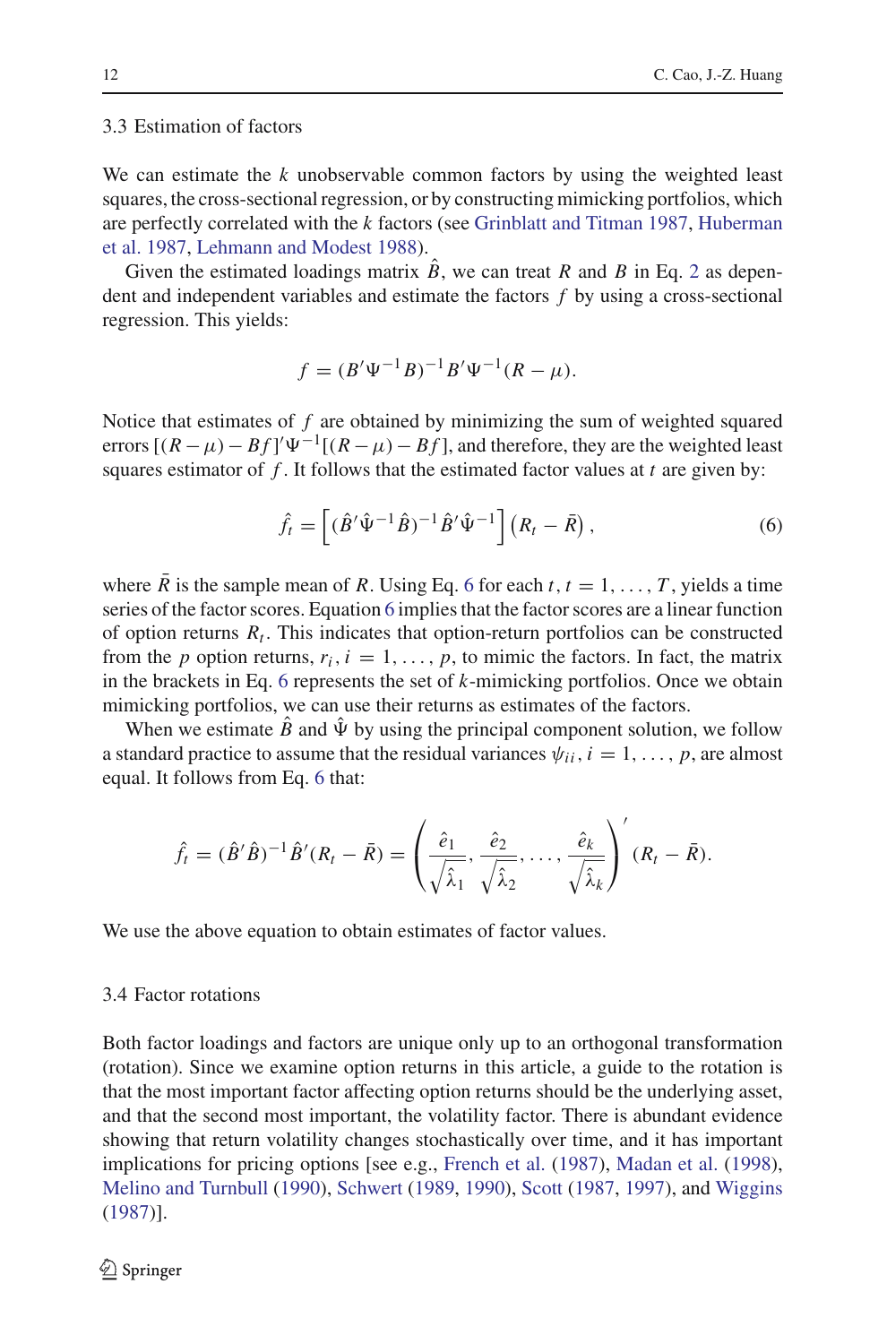### 3.3 Estimation of factors

We can estimate the $k$ unobservable common factors by using the weighted least squares, the cross-sectional regression, or by constructing mimicking portfolios, which are perfectly correlated with the $k$ factors (see Grinblatt and Titman 1987, Huberman et al. 1987, Lehmann and Modest 1988).

Given the estimated loadings matrix $\hat{B}$, we can treat $R$ and $B$ in Eq. 2 as dependent and independent variables and estimate the factors $f$ by using a cross-sectional regression. This yields:

$$f = (B'\Psi^{-1}B)^{-1}B'\Psi^{-1}(R-\mu).$$

Notice that estimates of $f$ are obtained by minimizing the sum of weighted squared errors $[(R-\mu)-Bf]'\Psi^{-1}[(R-\mu)-Bf]$, and therefore, they are the weighted least squares estimator of $f$. It follows that the estimated factor values at $t$ are given by:

$$\hat{f}_t = \left[(\hat{B}'\hat{\Psi}^{-1}\hat{B})^{-1}\hat{B}'\hat{\Psi}^{-1}\right]\left(R_t - \bar{R}\right), \tag{6}$$

where $\bar{R}$ is the sample mean of $R$. Using Eq. 6 for each $t$, $t = 1, \ldots, T$, yields a time series of the factor scores. Equation 6 implies that the factor scores are a linear function of option returns $R_t$. This indicates that option-return portfolios can be constructed from the $p$ option returns, $r_i$, $i = 1, \ldots, p$, to mimic the factors. In fact, the matrix in the brackets in Eq. 6 represents the set of $k$-mimicking portfolios. Once we obtain mimicking portfolios, we can use their returns as estimates of the factors.

When we estimate $\hat{B}$ and $\hat{\Psi}$ by using the principal component solution, we follow a standard practice to assume that the residual variances $\psi_{ii}$, $i = 1, \ldots, p$, are almost equal. It follows from Eq. 6 that:

$$\hat{f}_t = (\hat{B}'\hat{B})^{-1}\hat{B}'(R_t - \bar{R}) = \left(\frac{\hat{e}_1}{\sqrt{\hat{\lambda}_1}}, \frac{\hat{e}_2}{\sqrt{\hat{\lambda}_2}}, \ldots, \frac{\hat{e}_k}{\sqrt{\hat{\lambda}_k}}\right)'(R_t - \bar{R}).$$

We use the above equation to obtain estimates of factor values.

### 3.4 Factor rotations

Both factor loadings and factors are unique only up to an orthogonal transformation (rotation). Since we examine option returns in this article, a guide to the rotation is that the most important factor affecting option returns should be the underlying asset, and that the second most important, the volatility factor. There is abundant evidence showing that return volatility changes stochastically over time, and it has important implications for pricing options [see e.g., French et al. (1987), Madan et al. (1998), Melino and Turnbull (1990), Schwert (1989, 1990), Scott (1987, 1997), and Wiggins (1987)].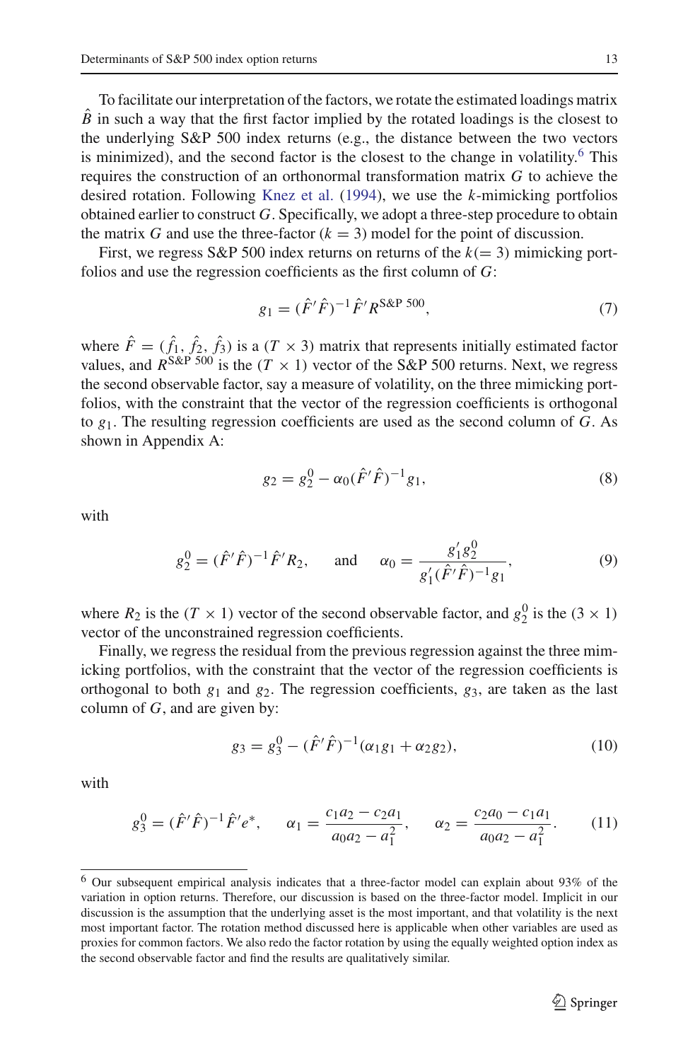To facilitate our interpretation of the factors, we rotate the estimated loadings matrix $\hat{B}$ in such a way that the first factor implied by the rotated loadings is the closest to the underlying S&P 500 index returns (e.g., the distance between the two vectors is minimized), and the second factor is the closest to the change in volatility.[6] This requires the construction of an orthonormal transformation matrix $G$ to achieve the desired rotation. Following Knez et al. (1994), we use the $k$-mimicking portfolios obtained earlier to construct $G$. Specifically, we adopt a three-step procedure to obtain the matrix $G$ and use the three-factor ($k = 3$) model for the point of discussion.

First, we regress S&P 500 index returns on returns of the $k(= 3)$ mimicking portfolios and use the regression coefficients as the first column of $G$:

$$g_1 = (\hat{F}'\hat{F})^{-1}\hat{F}'R^{\text{S\&P 500}}, \tag{7}$$

where $\hat{F} = (\hat{f}_1, \hat{f}_2, \hat{f}_3)$ is a $(T \times 3)$ matrix that represents initially estimated factor values, and $R^{\text{S\&P 500}}$ is the $(T \times 1)$ vector of the S&P 500 returns. Next, we regress the second observable factor, say a measure of volatility, on the three mimicking portfolios, with the constraint that the vector of the regression coefficients is orthogonal to $g_1$. The resulting regression coefficients are used as the second column of $G$. As shown in Appendix A:

$$g_2 = g_2^0 - \alpha_0(\hat{F}'\hat{F})^{-1}g_1, \tag{8}$$

with

$$g_2^0 = (\hat{F}'\hat{F})^{-1}\hat{F}'R_2, \quad \text{and} \quad \alpha_0 = \frac{g_1' g_2^0}{g_1'(\hat{F}'\hat{F})^{-1}g_1}, \tag{9}$$

where $R_2$ is the $(T \times 1)$ vector of the second observable factor, and $g_2^0$ is the $(3 \times 1)$ vector of the unconstrained regression coefficients.

Finally, we regress the residual from the previous regression against the three mimicking portfolios, with the constraint that the vector of the regression coefficients is orthogonal to both $g_1$ and $g_2$. The regression coefficients, $g_3$, are taken as the last column of $G$, and are given by:

$$g_3 = g_3^0 - (\hat{F}'\hat{F})^{-1}(\alpha_1 g_1 + \alpha_2 g_2), \tag{10}$$

with

$$g_3^0 = (\hat{F}'\hat{F})^{-1}\hat{F}'e^*, \quad \alpha_1 = \frac{c_1 a_2 - c_2 a_1}{a_0 a_2 - a_1^2}, \quad \alpha_2 = \frac{c_2 a_0 - c_1 a_1}{a_0 a_2 - a_1^2}. \tag{11}$$

---

[6] Our subsequent empirical analysis indicates that a three-factor model can explain about 93% of the variation in option returns. Therefore, our discussion is based on the three-factor model. Implicit in our discussion is the assumption that the underlying asset is the most important, and that volatility is the next most important factor. The rotation method discussed here is applicable when other variables are used as proxies for common factors. We also redo the factor rotation by using the equally weighted option index as the second observable factor and find the results are qualitatively similar.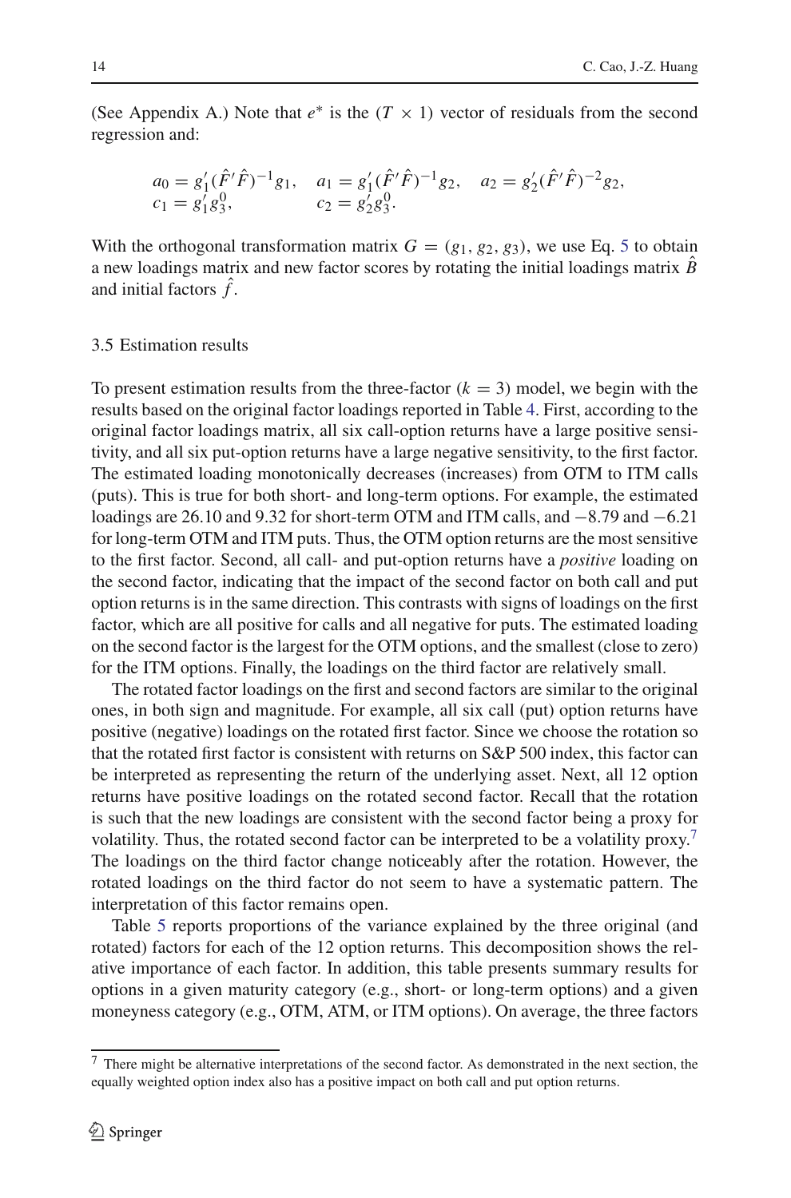(See Appendix A.) Note that $e^*$ is the $(T \times 1)$ vector of residuals from the second regression and:

$$a_0 = g_1'(\hat{F}'\hat{F})^{-1}g_1, \quad a_1 = g_1'(\hat{F}'\hat{F})^{-1}g_2, \quad a_2 = g_2'(\hat{F}'\hat{F})^{-2}g_2,$$
$$c_1 = g_1'g_3^0, \qquad c_2 = g_2'g_3^0.$$

With the orthogonal transformation matrix $G = (g_1, g_2, g_3)$, we use Eq. 5 to obtain a new loadings matrix and new factor scores by rotating the initial loadings matrix $\hat{B}$ and initial factors $\hat{f}$.

### 3.5 Estimation results

To present estimation results from the three-factor ($k = 3$) model, we begin with the results based on the original factor loadings reported in Table 4. First, according to the original factor loadings matrix, all six call-option returns have a large positive sensitivity, and all six put-option returns have a large negative sensitivity, to the first factor. The estimated loading monotonically decreases (increases) from OTM to ITM calls (puts). This is true for both short- and long-term options. For example, the estimated loadings are 26.10 and 9.32 for short-term OTM and ITM calls, and −8.79 and −6.21 for long-term OTM and ITM puts. Thus, the OTM option returns are the most sensitive to the first factor. Second, all call- and put-option returns have a *positive* loading on the second factor, indicating that the impact of the second factor on both call and put option returns is in the same direction. This contrasts with signs of loadings on the first factor, which are all positive for calls and all negative for puts. The estimated loading on the second factor is the largest for the OTM options, and the smallest (close to zero) for the ITM options. Finally, the loadings on the third factor are relatively small.

The rotated factor loadings on the first and second factors are similar to the original ones, in both sign and magnitude. For example, all six call (put) option returns have positive (negative) loadings on the rotated first factor. Since we choose the rotation so that the rotated first factor is consistent with returns on S&P 500 index, this factor can be interpreted as representing the return of the underlying asset. Next, all 12 option returns have positive loadings on the rotated second factor. Recall that the rotation is such that the new loadings are consistent with the second factor being a proxy for volatility. Thus, the rotated second factor can be interpreted to be a volatility proxy.[7] The loadings on the third factor change noticeably after the rotation. However, the rotated loadings on the third factor do not seem to have a systematic pattern. The interpretation of this factor remains open.

Table 5 reports proportions of the variance explained by the three original (and rotated) factors for each of the 12 option returns. This decomposition shows the relative importance of each factor. In addition, this table presents summary results for options in a given maturity category (e.g., short- or long-term options) and a given moneyness category (e.g., OTM, ATM, or ITM options). On average, the three factors

[7] There might be alternative interpretations of the second factor. As demonstrated in the next section, the equally weighted option index also has a positive impact on both call and put option returns.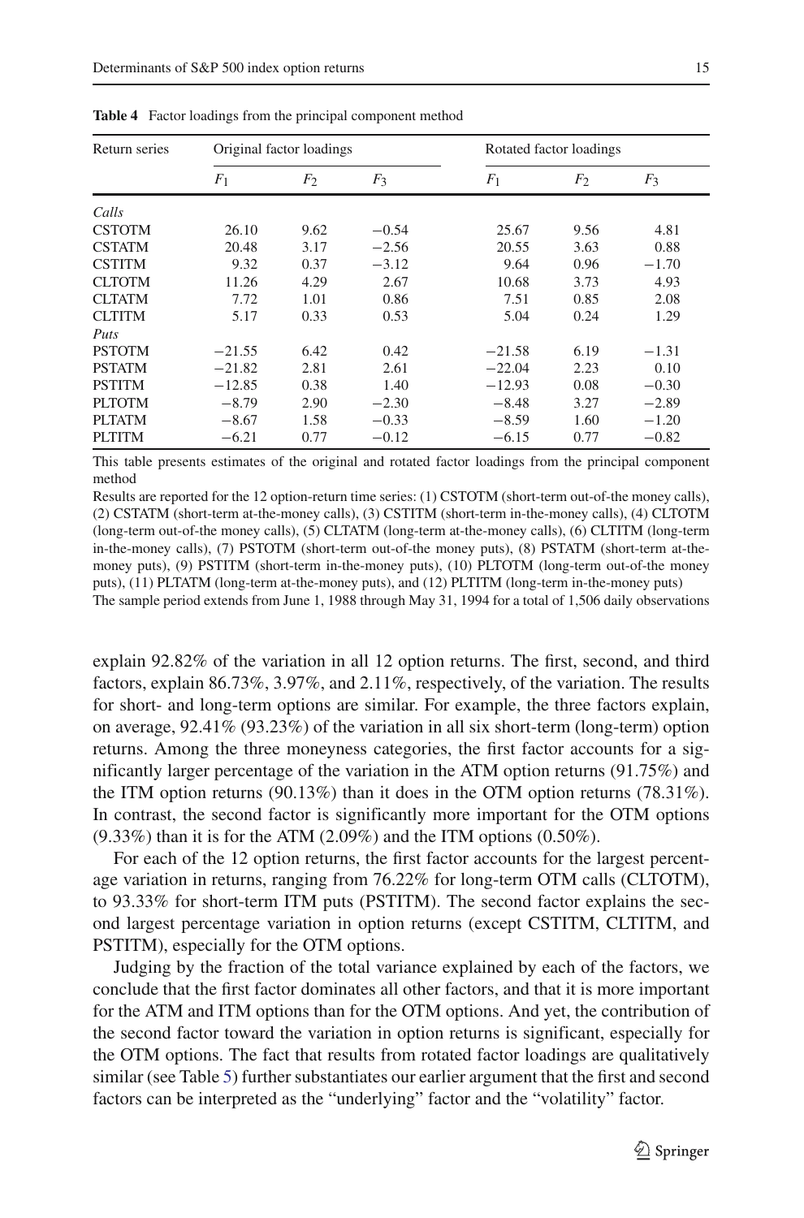**Table 4** Factor loadings from the principal component method

| Return series | Original factor loadings | | | Rotated factor loadings | | |
|---|---|---|---|---|---|---|
| | $F_1$ | $F_2$ | $F_3$ | $F_1$ | $F_2$ | $F_3$ |
| *Calls* | | | | | | |
| CSTOTM | 26.10 | 9.62 | −0.54 | 25.67 | 9.56 | 4.81 |
| CSTATM | 20.48 | 3.17 | −2.56 | 20.55 | 3.63 | 0.88 |
| CSTITM | 9.32 | 0.37 | −3.12 | 9.64 | 0.96 | −1.70 |
| CLTOTM | 11.26 | 4.29 | 2.67 | 10.68 | 3.73 | 4.93 |
| CLTATM | 7.72 | 1.01 | 0.86 | 7.51 | 0.85 | 2.08 |
| CLTITM | 5.17 | 0.33 | 0.53 | 5.04 | 0.24 | 1.29 |
| *Puts* | | | | | | |
| PSTOTM | −21.55 | 6.42 | 0.42 | −21.58 | 6.19 | −1.31 |
| PSTATM | −21.82 | 2.81 | 2.61 | −22.04 | 2.23 | 0.10 |
| PSTITM | −12.85 | 0.38 | 1.40 | −12.93 | 0.08 | −0.30 |
| PLTOTM | −8.79 | 2.90 | −2.30 | −8.48 | 3.27 | −2.89 |
| PLTATM | −8.67 | 1.58 | −0.33 | −8.59 | 1.60 | −1.20 |
| PLTITM | −6.21 | 0.77 | −0.12 | −6.15 | 0.77 | −0.82 |

This table presents estimates of the original and rotated factor loadings from the principal component method

Results are reported for the 12 option-return time series: (1) CSTOTM (short-term out-of-the money calls), (2) CSTATM (short-term at-the-money calls), (3) CSTITM (short-term in-the-money calls), (4) CLTOTM (long-term out-of-the money calls), (5) CLTATM (long-term at-the-money calls), (6) CLTITM (long-term in-the-money calls), (7) PSTOTM (short-term out-of-the money puts), (8) PSTATM (short-term at-the-money puts), (9) PSTITM (short-term in-the-money puts), (10) PLTOTM (long-term out-of-the money puts), (11) PLTATM (long-term at-the-money puts), and (12) PLTITM (long-term in-the-money puts)

The sample period extends from June 1, 1988 through May 31, 1994 for a total of 1,506 daily observations

explain 92.82% of the variation in all 12 option returns. The first, second, and third factors, explain 86.73%, 3.97%, and 2.11%, respectively, of the variation. The results for short- and long-term options are similar. For example, the three factors explain, on average, 92.41% (93.23%) of the variation in all six short-term (long-term) option returns. Among the three moneyness categories, the first factor accounts for a significantly larger percentage of the variation in the ATM option returns (91.75%) and the ITM option returns (90.13%) than it does in the OTM option returns (78.31%). In contrast, the second factor is significantly more important for the OTM options (9.33%) than it is for the ATM (2.09%) and the ITM options (0.50%).

For each of the 12 option returns, the first factor accounts for the largest percentage variation in returns, ranging from 76.22% for long-term OTM calls (CLTOTM), to 93.33% for short-term ITM puts (PSTITM). The second factor explains the second largest percentage variation in option returns (except CSTITM, CLTITM, and PSTITM), especially for the OTM options.

Judging by the fraction of the total variance explained by each of the factors, we conclude that the first factor dominates all other factors, and that it is more important for the ATM and ITM options than for the OTM options. And yet, the contribution of the second factor toward the variation in option returns is significant, especially for the OTM options. The fact that results from rotated factor loadings are qualitatively similar (see Table 5) further substantiates our earlier argument that the first and second factors can be interpreted as the "underlying" factor and the "volatility" factor.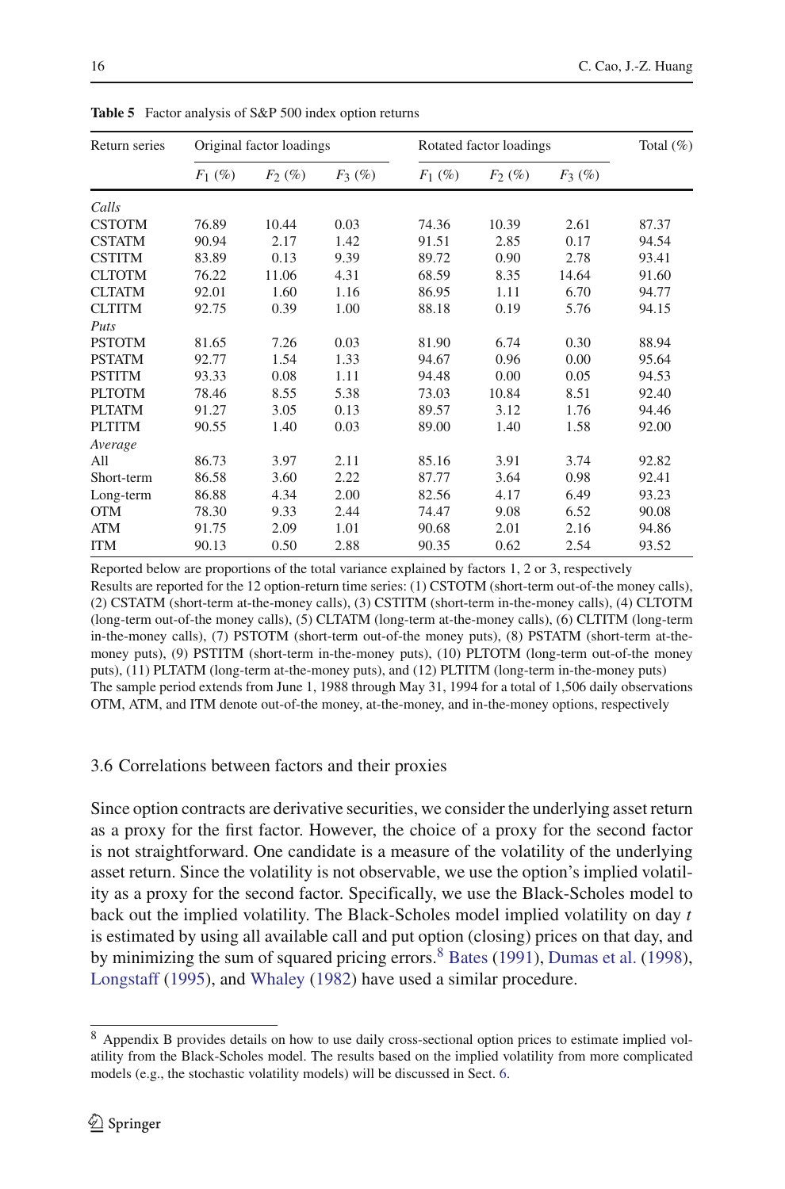**Table 5** Factor analysis of S&P 500 index option returns

| Return series | Original factor loadings | | | Rotated factor loadings | | | Total (%) |
|---|---|---|---|---|---|---|---|
| | $F_1$ (%) | $F_2$ (%) | $F_3$ (%) | $F_1$ (%) | $F_2$ (%) | $F_3$ (%) | |
| *Calls* | | | | | | | |
| CSTOTM | 76.89 | 10.44 | 0.03 | 74.36 | 10.39 | 2.61 | 87.37 |
| CSTATM | 90.94 | 2.17 | 1.42 | 91.51 | 2.85 | 0.17 | 94.54 |
| CSTITM | 83.89 | 0.13 | 9.39 | 89.72 | 0.90 | 2.78 | 93.41 |
| CLTOTM | 76.22 | 11.06 | 4.31 | 68.59 | 8.35 | 14.64 | 91.60 |
| CLTATM | 92.01 | 1.60 | 1.16 | 86.95 | 1.11 | 6.70 | 94.77 |
| CLTITM | 92.75 | 0.39 | 1.00 | 88.18 | 0.19 | 5.76 | 94.15 |
| *Puts* | | | | | | | |
| PSTOTM | 81.65 | 7.26 | 0.03 | 81.90 | 6.74 | 0.30 | 88.94 |
| PSTATM | 92.77 | 1.54 | 1.33 | 94.67 | 0.96 | 0.00 | 95.64 |
| PSTITM | 93.33 | 0.08 | 1.11 | 94.48 | 0.00 | 0.05 | 94.53 |
| PLTOTM | 78.46 | 8.55 | 5.38 | 73.03 | 10.84 | 8.51 | 92.40 |
| PLTATM | 91.27 | 3.05 | 0.13 | 89.57 | 3.12 | 1.76 | 94.46 |
| PLTITM | 90.55 | 1.40 | 0.03 | 89.00 | 1.40 | 1.58 | 92.00 |
| *Average* | | | | | | | |
| All | 86.73 | 3.97 | 2.11 | 85.16 | 3.91 | 3.74 | 92.82 |
| Short-term | 86.58 | 3.60 | 2.22 | 87.77 | 3.64 | 0.98 | 92.41 |
| Long-term | 86.88 | 4.34 | 2.00 | 82.56 | 4.17 | 6.49 | 93.23 |
| OTM | 78.30 | 9.33 | 2.44 | 74.47 | 9.08 | 6.52 | 90.08 |
| ATM | 91.75 | 2.09 | 1.01 | 90.68 | 2.01 | 2.16 | 94.86 |
| ITM | 90.13 | 0.50 | 2.88 | 90.35 | 0.62 | 2.54 | 93.52 |

Reported below are proportions of the total variance explained by factors 1, 2 or 3, respectively
Results are reported for the 12 option-return time series: (1) CSTOTM (short-term out-of-the money calls), (2) CSTATM (short-term at-the-money calls), (3) CSTITM (short-term in-the-money calls), (4) CLTOTM (long-term out-of-the money calls), (5) CLTATM (long-term at-the-money calls), (6) CLTITM (long-term in-the-money calls), (7) PSTOTM (short-term out-of-the money puts), (8) PSTATM (short-term at-the-money puts), (9) PSTITM (short-term in-the-money puts), (10) PLTOTM (long-term out-of-the money puts), (11) PLTATM (long-term at-the-money puts), and (12) PLTITM (long-term in-the-money puts)
The sample period extends from June 1, 1988 through May 31, 1994 for a total of 1,506 daily observations
OTM, ATM, and ITM denote out-of-the money, at-the-money, and in-the-money options, respectively

### 3.6 Correlations between factors and their proxies

Since option contracts are derivative securities, we consider the underlying asset return as a proxy for the first factor. However, the choice of a proxy for the second factor is not straightforward. One candidate is a measure of the volatility of the underlying asset return. Since the volatility is not observable, we use the option's implied volatility as a proxy for the second factor. Specifically, we use the Black-Scholes model to back out the implied volatility. The Black-Scholes model implied volatility on day $t$ is estimated by using all available call and put option (closing) prices on that day, and by minimizing the sum of squared pricing errors.[8] Bates (1991), Dumas et al. (1998), Longstaff (1995), and Whaley (1982) have used a similar procedure.

[8] Appendix B provides details on how to use daily cross-sectional option prices to estimate implied volatility from the Black-Scholes model. The results based on the implied volatility from more complicated models (e.g., the stochastic volatility models) will be discussed in Sect. 6.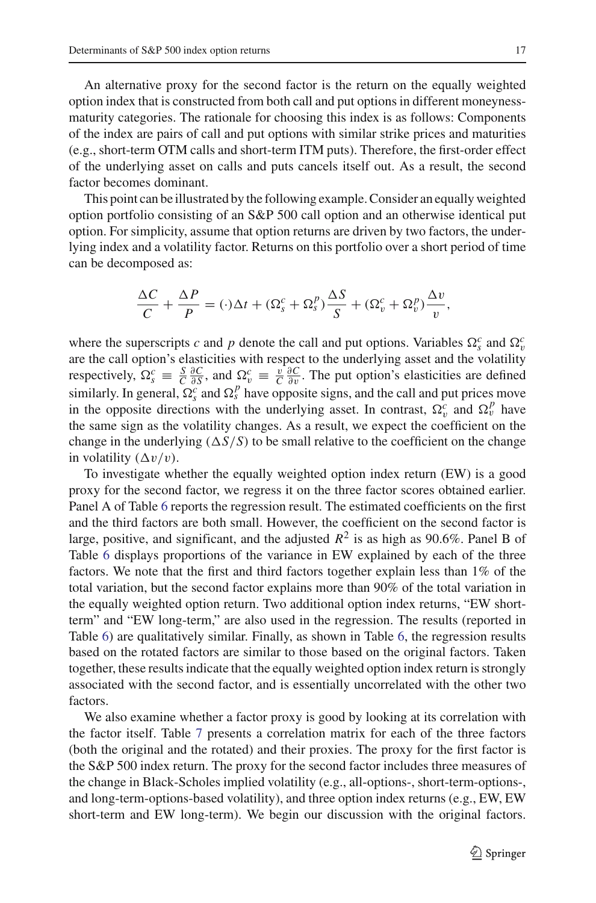An alternative proxy for the second factor is the return on the equally weighted option index that is constructed from both call and put options in different moneyness-maturity categories. The rationale for choosing this index is as follows: Components of the index are pairs of call and put options with similar strike prices and maturities (e.g., short-term OTM calls and short-term ITM puts). Therefore, the first-order effect of the underlying asset on calls and puts cancels itself out. As a result, the second factor becomes dominant.

This point can be illustrated by the following example. Consider an equally weighted option portfolio consisting of an S&P 500 call option and an otherwise identical put option. For simplicity, assume that option returns are driven by two factors, the underlying index and a volatility factor. Returns on this portfolio over a short period of time can be decomposed as:

$$\frac{\Delta C}{C} + \frac{\Delta P}{P} = (\cdot)\Delta t + (\Omega_s^c + \Omega_s^p)\frac{\Delta S}{S} + (\Omega_v^c + \Omega_v^p)\frac{\Delta v}{v},$$

where the superscripts $c$ and $p$ denote the call and put options. Variables $\Omega_s^c$ and $\Omega_v^c$ are the call option's elasticities with respect to the underlying asset and the volatility respectively, $\Omega_s^c \equiv \frac{S}{C}\frac{\partial C}{\partial S}$, and $\Omega_v^c \equiv \frac{v}{C}\frac{\partial C}{\partial v}$. The put option's elasticities are defined similarly. In general, $\Omega_s^c$ and $\Omega_s^p$ have opposite signs, and the call and put prices move in the opposite directions with the underlying asset. In contrast, $\Omega_v^c$ and $\Omega_v^p$ have the same sign as the volatility changes. As a result, we expect the coefficient on the change in the underlying $(\Delta S/S)$ to be small relative to the coefficient on the change in volatility $(\Delta v/v)$.

To investigate whether the equally weighted option index return (EW) is a good proxy for the second factor, we regress it on the three factor scores obtained earlier. Panel A of Table 6 reports the regression result. The estimated coefficients on the first and the third factors are both small. However, the coefficient on the second factor is large, positive, and significant, and the adjusted $R^2$ is as high as 90.6%. Panel B of Table 6 displays proportions of the variance in EW explained by each of the three factors. We note that the first and third factors together explain less than 1% of the total variation, but the second factor explains more than 90% of the total variation in the equally weighted option return. Two additional option index returns, "EW short-term" and "EW long-term," are also used in the regression. The results (reported in Table 6) are qualitatively similar. Finally, as shown in Table 6, the regression results based on the rotated factors are similar to those based on the original factors. Taken together, these results indicate that the equally weighted option index return is strongly associated with the second factor, and is essentially uncorrelated with the other two factors.

We also examine whether a factor proxy is good by looking at its correlation with the factor itself. Table 7 presents a correlation matrix for each of the three factors (both the original and the rotated) and their proxies. The proxy for the first factor is the S&P 500 index return. The proxy for the second factor includes three measures of the change in Black-Scholes implied volatility (e.g., all-options-, short-term-options-, and long-term-options-based volatility), and three option index returns (e.g., EW, EW short-term and EW long-term). We begin our discussion with the original factors.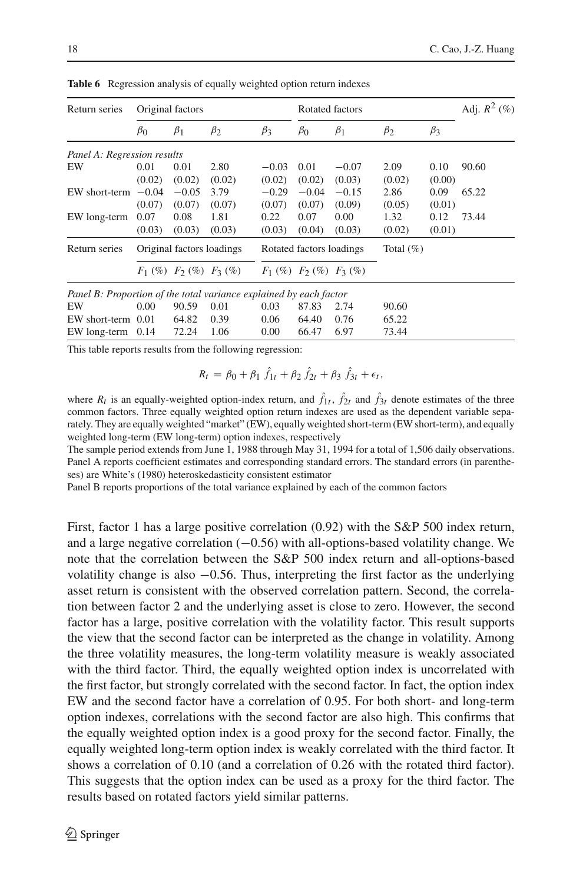**Table 6** Regression analysis of equally weighted option return indexes

| Return series | Original factors | | | | Rotated factors | | | | Adj. $R^2$ (%) |
|---|---|---|---|---|---|---|---|---|---|
| | $\beta_0$ | $\beta_1$ | $\beta_2$ | $\beta_3$ | $\beta_0$ | $\beta_1$ | $\beta_2$ | $\beta_3$ | |
| *Panel A: Regression results* | | | | | | | | | |
| EW | 0.01 | 0.01 | 2.80 | −0.03 | 0.01 | −0.07 | 2.09 | 0.10 | 90.60 |
| | (0.02) | (0.02) | (0.02) | (0.02) | (0.02) | (0.03) | (0.02) | (0.00) | |
| EW short-term | −0.04 | −0.05 | 3.79 | −0.29 | −0.04 | −0.15 | 2.86 | 0.09 | 65.22 |
| | (0.07) | (0.07) | (0.07) | (0.07) | (0.07) | (0.09) | (0.05) | (0.01) | |
| EW long-term | 0.07 | 0.08 | 1.81 | 0.22 | 0.07 | 0.00 | 1.32 | 0.12 | 73.44 |
| | (0.03) | (0.03) | (0.03) | (0.03) | (0.04) | (0.03) | (0.02) | (0.01) | |

| Return series | Original factors loadings | | | Rotated factors loadings | | | Total (%) |
|---|---|---|---|---|---|---|---|
| | $F_1$ (%) | $F_2$ (%) | $F_3$ (%) | $F_1$ (%) | $F_2$ (%) | $F_3$ (%) | |
| *Panel B: Proportion of the total variance explained by each factor* | | | | | | | |
| EW | 0.00 | 90.59 | 0.01 | 0.03 | 87.83 | 2.74 | 90.60 |
| EW short-term | 0.01 | 64.82 | 0.39 | 0.06 | 64.40 | 0.76 | 65.22 |
| EW long-term | 0.14 | 72.24 | 1.06 | 0.00 | 66.47 | 6.97 | 73.44 |

This table reports results from the following regression:

$$R_t = \beta_0 + \beta_1 \hat{f}_{1t} + \beta_2 \hat{f}_{2t} + \beta_3 \hat{f}_{3t} + \epsilon_t,$$

where $R_t$ is an equally-weighted option-index return, and $\hat{f}_{1t}$, $\hat{f}_{2t}$ and $\hat{f}_{3t}$ denote estimates of the three common factors. Three equally weighted option return indexes are used as the dependent variable separately. They are equally weighted "market" (EW), equally weighted short-term (EW short-term), and equally weighted long-term (EW long-term) option indexes, respectively

The sample period extends from June 1, 1988 through May 31, 1994 for a total of 1,506 daily observations. Panel A reports coefficient estimates and corresponding standard errors. The standard errors (in parentheses) are White's (1980) heteroskedasticity consistent estimator

Panel B reports proportions of the total variance explained by each of the common factors

First, factor 1 has a large positive correlation (0.92) with the S&P 500 index return, and a large negative correlation (−0.56) with all-options-based volatility change. We note that the correlation between the S&P 500 index return and all-options-based volatility change is also −0.56. Thus, interpreting the first factor as the underlying asset return is consistent with the observed correlation pattern. Second, the correlation between factor 2 and the underlying asset is close to zero. However, the second factor has a large, positive correlation with the volatility factor. This result supports the view that the second factor can be interpreted as the change in volatility. Among the three volatility measures, the long-term volatility measure is weakly associated with the third factor. Third, the equally weighted option index is uncorrelated with the first factor, but strongly correlated with the second factor. In fact, the option index EW and the second factor have a correlation of 0.95. For both short- and long-term option indexes, correlations with the second factor are also high. This confirms that the equally weighted option index is a good proxy for the second factor. Finally, the equally weighted long-term option index is weakly correlated with the third factor. It shows a correlation of 0.10 (and a correlation of 0.26 with the rotated third factor). This suggests that the option index can be used as a proxy for the third factor. The results based on rotated factors yield similar patterns.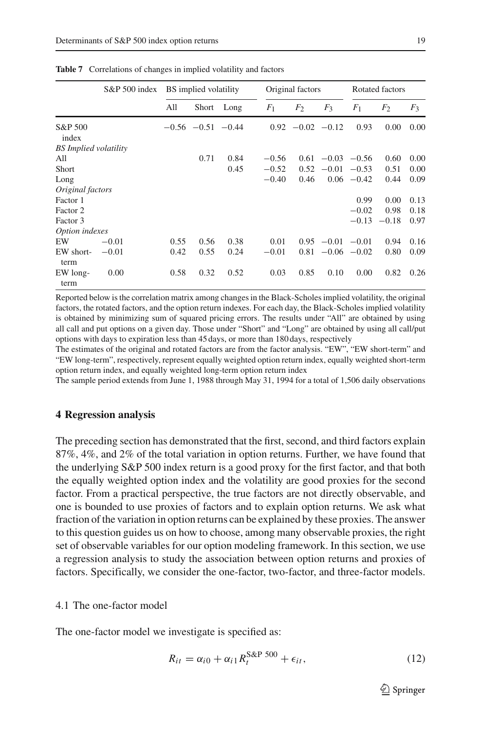**Table 7** Correlations of changes in implied volatility and factors

| | S&P 500 index | BS implied volatility | | | Original factors | | | Rotated factors | | |
|---|---|---|---|---|---|---|---|---|---|---|
| | | All | Short | Long | $F_1$ | $F_2$ | $F_3$ | $F_1$ | $F_2$ | $F_3$ |
| S&P 500 index | | −0.56 | −0.51 | −0.44 | 0.92 | −0.02 | −0.12 | 0.93 | 0.00 | 0.00 |
| *BS Implied volatility* | | | | | | | | | | |
| All | | | 0.71 | 0.84 | −0.56 | 0.61 | −0.03 | −0.56 | 0.60 | 0.00 |
| Short | | | | 0.45 | −0.52 | 0.52 | −0.01 | −0.53 | 0.51 | 0.00 |
| Long | | | | | −0.40 | 0.46 | 0.06 | −0.42 | 0.44 | 0.09 |
| *Original factors* | | | | | | | | | | |
| Factor 1 | | | | | | | | 0.99 | 0.00 | 0.13 |
| Factor 2 | | | | | | | | −0.02 | 0.98 | 0.18 |
| Factor 3 | | | | | | | | −0.13 | −0.18 | 0.97 |
| *Option indexes* | | | | | | | | | | |
| EW | −0.01 | 0.55 | 0.56 | 0.38 | 0.01 | 0.95 | −0.01 | −0.01 | 0.94 | 0.16 |
| EW short-term | −0.01 | 0.42 | 0.55 | 0.24 | −0.01 | 0.81 | −0.06 | −0.02 | 0.80 | 0.09 |
| EW long-term | 0.00 | 0.58 | 0.32 | 0.52 | 0.03 | 0.85 | 0.10 | 0.00 | 0.82 | 0.26 |

Reported below is the correlation matrix among changes in the Black-Scholes implied volatility, the original factors, the rotated factors, and the option return indexes. For each day, the Black-Scholes implied volatility is obtained by minimizing sum of squared pricing errors. The results under "All" are obtained by using all call and put options on a given day. Those under "Short" and "Long" are obtained by using all call/put options with days to expiration less than 45 days, or more than 180 days, respectively

The estimates of the original and rotated factors are from the factor analysis. "EW", "EW short-term" and "EW long-term", respectively, represent equally weighted option return index, equally weighted short-term option return index, and equally weighted long-term option return index

The sample period extends from June 1, 1988 through May 31, 1994 for a total of 1,506 daily observations

## 4 Regression analysis

The preceding section has demonstrated that the first, second, and third factors explain 87%, 4%, and 2% of the total variation in option returns. Further, we have found that the underlying S&P 500 index return is a good proxy for the first factor, and that both the equally weighted option index and the volatility are good proxies for the second factor. From a practical perspective, the true factors are not directly observable, and one is bounded to use proxies of factors and to explain option returns. We ask what fraction of the variation in option returns can be explained by these proxies. The answer to this question guides us on how to choose, among many observable proxies, the right set of observable variables for our option modeling framework. In this section, we use a regression analysis to study the association between option returns and proxies of factors. Specifically, we consider the one-factor, two-factor, and three-factor models.

### 4.1 The one-factor model

The one-factor model we investigate is specified as:

$$R_{it} = \alpha_{i0} + \alpha_{i1} R_t^{\text{S\&P 500}} + \epsilon_{it}, \tag{12}$$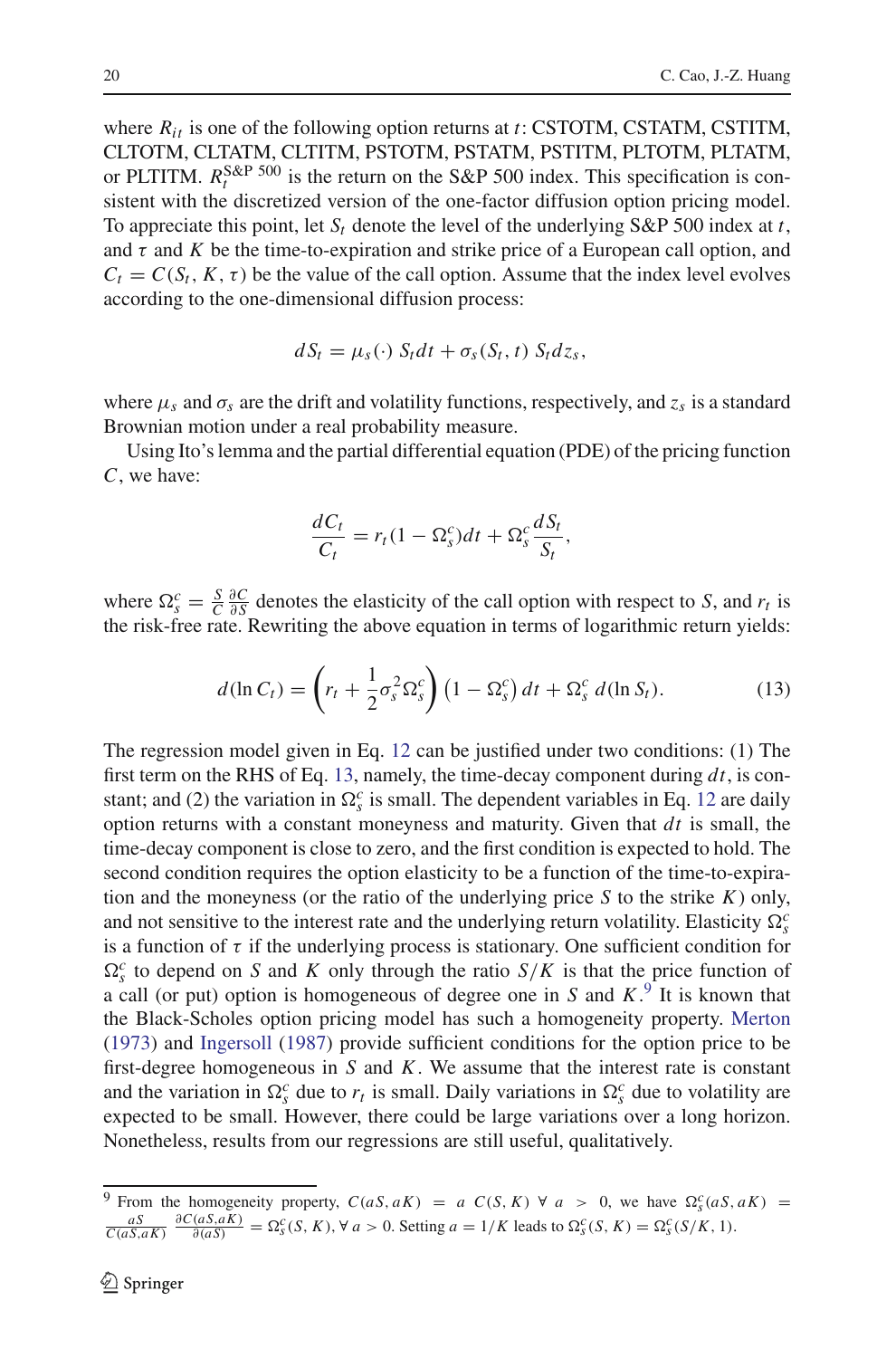where $R_{it}$ is one of the following option returns at $t$: CSTOTM, CSTATM, CSTITM, CLTOTM, CLTATM, CLTITM, PSTOTM, PSTATM, PSTITM, PLTOTM, PLTATM, or PLTITM. $R_t^{\text{S\&P 500}}$ is the return on the S&P 500 index. This specification is consistent with the discretized version of the one-factor diffusion option pricing model. To appreciate this point, let $S_t$ denote the level of the underlying S&P 500 index at $t$, and $\tau$ and $K$ be the time-to-expiration and strike price of a European call option, and $C_t = C(S_t, K, \tau)$ be the value of the call option. Assume that the index level evolves according to the one-dimensional diffusion process:

$$dS_t = \mu_s(\cdot)\, S_t dt + \sigma_s(S_t, t)\, S_t dz_s,$$

where $\mu_s$ and $\sigma_s$ are the drift and volatility functions, respectively, and $z_s$ is a standard Brownian motion under a real probability measure.

Using Ito's lemma and the partial differential equation (PDE) of the pricing function $C$, we have:

$$\frac{dC_t}{C_t} = r_t(1 - \Omega_s^c)dt + \Omega_s^c \frac{dS_t}{S_t},$$

where $\Omega_s^c = \frac{S}{C}\frac{\partial C}{\partial S}$ denotes the elasticity of the call option with respect to $S$, and $r_t$ is the risk-free rate. Rewriting the above equation in terms of logarithmic return yields:

$$d(\ln C_t) = \left(r_t + \frac{1}{2}\sigma_s^2 \Omega_s^c\right)\left(1 - \Omega_s^c\right) dt + \Omega_s^c\, d(\ln S_t). \tag{13}$$

The regression model given in Eq. 12 can be justified under two conditions: (1) The first term on the RHS of Eq. 13, namely, the time-decay component during $dt$, is constant; and (2) the variation in $\Omega_s^c$ is small. The dependent variables in Eq. 12 are daily option returns with a constant moneyness and maturity. Given that $dt$ is small, the time-decay component is close to zero, and the first condition is expected to hold. The second condition requires the option elasticity to be a function of the time-to-expiration and the moneyness (or the ratio of the underlying price $S$ to the strike $K$) only, and not sensitive to the interest rate and the underlying return volatility. Elasticity $\Omega_s^c$ is a function of $\tau$ if the underlying process is stationary. One sufficient condition for $\Omega_s^c$ to depend on $S$ and $K$ only through the ratio $S/K$ is that the price function of a call (or put) option is homogeneous of degree one in $S$ and $K$.[9] It is known that the Black-Scholes option pricing model has such a homogeneity property. Merton (1973) and Ingersoll (1987) provide sufficient conditions for the option price to be first-degree homogeneous in $S$ and $K$. We assume that the interest rate is constant and the variation in $\Omega_s^c$ due to $r_t$ is small. Daily variations in $\Omega_s^c$ due to volatility are expected to be small. However, there could be large variations over a long horizon. Nonetheless, results from our regressions are still useful, qualitatively.

---

[9] From the homogeneity property, $C(aS, aK) = a\, C(S, K)\ \forall\ a > 0$, we have $\Omega_s^c(aS, aK) = \frac{aS}{C(aS,aK)}\frac{\partial C(aS,aK)}{\partial(aS)} = \Omega_s^c(S, K), \forall\, a > 0$. Setting $a = 1/K$ leads to $\Omega_s^c(S, K) = \Omega_s^c(S/K, 1)$.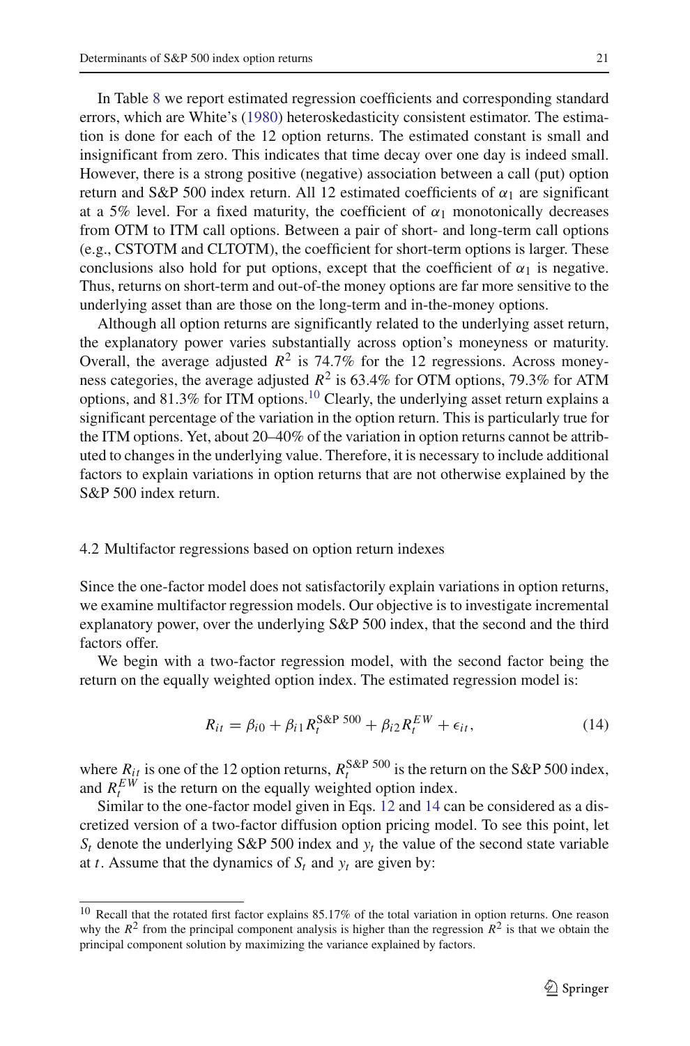In Table 8 we report estimated regression coefficients and corresponding standard errors, which are White's (1980) heteroskedasticity consistent estimator. The estimation is done for each of the 12 option returns. The estimated constant is small and insignificant from zero. This indicates that time decay over one day is indeed small. However, there is a strong positive (negative) association between a call (put) option return and S&P 500 index return. All 12 estimated coefficients of $\alpha_1$ are significant at a 5% level. For a fixed maturity, the coefficient of $\alpha_1$ monotonically decreases from OTM to ITM call options. Between a pair of short- and long-term call options (e.g., CSTOTM and CLTOTM), the coefficient for short-term options is larger. These conclusions also hold for put options, except that the coefficient of $\alpha_1$ is negative. Thus, returns on short-term and out-of-the money options are far more sensitive to the underlying asset than are those on the long-term and in-the-money options.

Although all option returns are significantly related to the underlying asset return, the explanatory power varies substantially across option's moneyness or maturity. Overall, the average adjusted $R^2$ is 74.7% for the 12 regressions. Across moneyness categories, the average adjusted $R^2$ is 63.4% for OTM options, 79.3% for ATM options, and 81.3% for ITM options.[10] Clearly, the underlying asset return explains a significant percentage of the variation in the option return. This is particularly true for the ITM options. Yet, about 20–40% of the variation in option returns cannot be attributed to changes in the underlying value. Therefore, it is necessary to include additional factors to explain variations in option returns that are not otherwise explained by the S&P 500 index return.

### 4.2 Multifactor regressions based on option return indexes

Since the one-factor model does not satisfactorily explain variations in option returns, we examine multifactor regression models. Our objective is to investigate incremental explanatory power, over the underlying S&P 500 index, that the second and the third factors offer.

We begin with a two-factor regression model, with the second factor being the return on the equally weighted option index. The estimated regression model is:

$$R_{it} = \beta_{i0} + \beta_{i1} R_t^{\text{S\&P 500}} + \beta_{i2} R_t^{EW} + \epsilon_{it}, \tag{14}$$

where $R_{it}$ is one of the 12 option returns, $R_t^{\text{S\&P 500}}$ is the return on the S&P 500 index, and $R_t^{EW}$ is the return on the equally weighted option index.

Similar to the one-factor model given in Eqs. 12 and 14 can be considered as a discretized version of a two-factor diffusion option pricing model. To see this point, let $S_t$ denote the underlying S&P 500 index and $y_t$ the value of the second state variable at $t$. Assume that the dynamics of $S_t$ and $y_t$ are given by:

---

[10] Recall that the rotated first factor explains 85.17% of the total variation in option returns. One reason why the $R^2$ from the principal component analysis is higher than the regression $R^2$ is that we obtain the principal component solution by maximizing the variance explained by factors.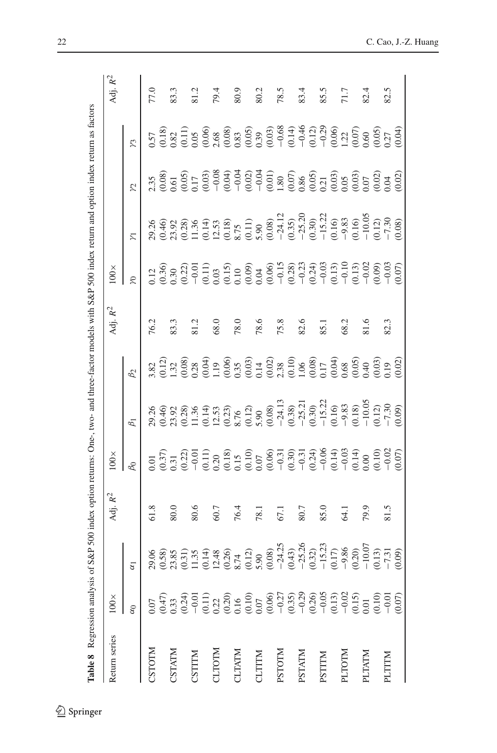**Table 8** Regression analysis of S&P 500 index option returns: One-, two- and three-factor models with S&P 500 index return and option index return as factors

| Return series | 100× | | Adj. $R^2$ | 100× | | | Adj. $R^2$ | 100× | | | | Adj. $R^2$ |
|---|---|---|---|---|---|---|---|---|---|---|---|---|
| | $\alpha_0$ | $\alpha_1$ | | $\beta_0$ | $\beta_1$ | $\beta_2$ | | $\gamma_0$ | $\gamma_1$ | $\gamma_2$ | $\gamma_3$ | |
| CSTOTM | 0.07 | 29.06 | 61.8 | 0.01 | 29.26 | 3.82 | 76.2 | 0.12 | 29.26 | 2.35 | 0.57 | 77.0 |
| | (0.47) | (0.58) | | (0.37) | (0.46) | (0.12) | | (0.36) | (0.46) | (0.08) | (0.18) | |
| CSTATM | 0.33 | 23.85 | 80.0 | 0.31 | 23.92 | 1.32 | 83.3 | 0.30 | 23.92 | 0.61 | 0.82 | 83.3 |
| | (0.24) | (0.31) | | (0.22) | (0.28) | (0.08) | | (0.22) | (0.28) | (0.05) | (0.11) | |
| CSTITM | −0.01 | 11.35 | 80.6 | −0.01 | 11.36 | 0.28 | 81.2 | −0.01 | 11.36 | 0.17 | 0.05 | 81.2 |
| | (0.11) | (0.14) | | (0.11) | (0.14) | (0.04) | | (0.11) | (0.14) | (0.03) | (0.06) | |
| CLTOTM | 0.22 | 12.48 | 60.7 | 0.20 | 12.53 | 1.19 | 68.0 | 0.03 | 12.53 | −0.08 | 2.68 | 79.4 |
| | (0.20) | (0.26) | | (0.18) | (0.23) | (0.06) | | (0.15) | (0.18) | (0.04) | (0.08) | |
| CLTATM | 0.16 | 8.74 | 76.4 | 0.15 | 8.76 | 0.35 | 78.0 | 0.10 | 8.75 | −0.04 | 0.83 | 80.9 |
| | (0.10) | (0.12) | | (0.10) | (0.12) | (0.03) | | (0.09) | (0.11) | (0.02) | (0.05) | |
| CLTITM | 0.07 | 5.90 | 78.1 | 0.07 | 5.90 | 0.14 | 78.6 | 0.04 | 5.90 | −0.04 | 0.39 | 80.2 |
| | (0.06) | (0.08) | | (0.06) | (0.08) | (0.02) | | (0.06) | (0.08) | (0.01) | (0.03) | |
| PSTOTM | −0.27 | −24.25 | 67.1 | −0.31 | −24.13 | 2.38 | 75.8 | −0.15 | −24.12 | 1.80 | −0.68 | 78.5 |
| | (0.35) | (0.43) | | (0.30) | (0.38) | (0.10) | | (0.28) | (0.35) | (0.07) | (0.14) | |
| PSTATM | −0.29 | −25.26 | 80.7 | −0.31 | −25.21 | 1.06 | 82.6 | −0.23 | −25.20 | 0.86 | −0.46 | 83.4 |
| | (0.26) | (0.32) | | (0.24) | (0.30) | (0.08) | | (0.24) | (0.30) | (0.05) | (0.12) | |
| PSTITM | −0.05 | −15.23 | 85.0 | −0.06 | −15.22 | 0.17 | 85.1 | −0.03 | −15.22 | 0.21 | −0.29 | 85.5 |
| | (0.13) | (0.17) | | (0.14) | (0.16) | (0.04) | | (0.13) | (0.16) | (0.03) | (0.06) | |
| PLTOTM | −0.02 | −9.86 | 64.1 | −0.03 | −9.83 | 0.68 | 68.2 | −0.10 | −9.83 | 0.05 | 1.22 | 71.7 |
| | (0.15) | (0.20) | | (0.14) | (0.18) | (0.05) | | (0.13) | (0.16) | (0.03) | (0.07) | |
| PLTATM | 0.01 | −10.07 | 79.9 | 0.00 | −10.05 | 0.40 | 81.6 | −0.02 | −10.05 | 0.07 | 0.60 | 82.4 |
| | (0.10) | (0.13) | | (0.10) | (0.12) | (0.03) | | (0.09) | (0.12) | (0.02) | (0.05) | |
| PLTITM | −0.01 | −7.31 | 81.5 | −0.02 | −7.30 | 0.19 | 82.3 | −0.03 | −7.30 | 0.04 | 0.27 | 82.5 |
| | (0.07) | (0.09) | | (0.07) | (0.09) | (0.02) | | (0.07) | (0.08) | (0.02) | (0.04) | |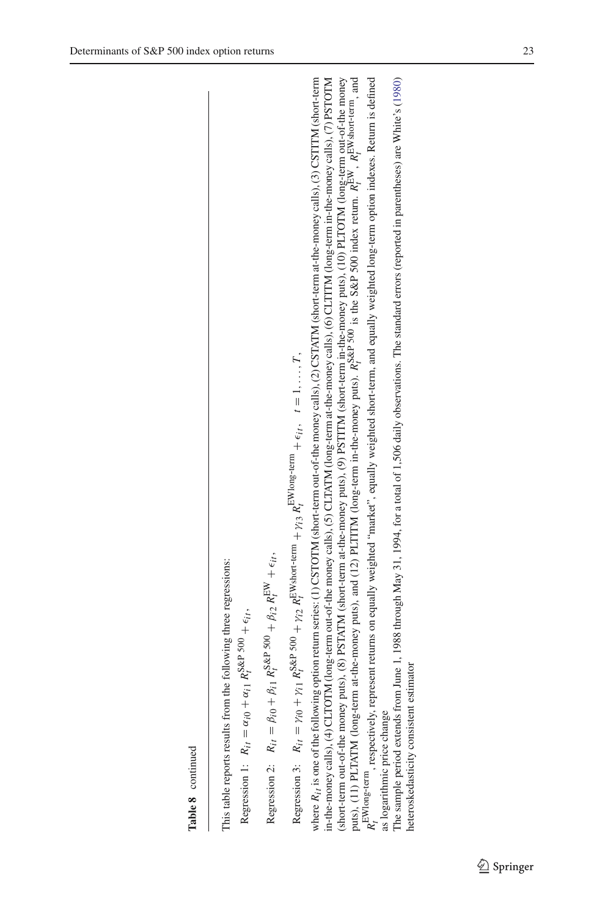**Table 8** continued

This table reports results from the following three regressions:

Regression 1: $R_{it} = \alpha_{i0} + \alpha_{i1} R_t^{\text{S\&P 500}} + \epsilon_{it}$,

Regression 2: $R_{it} = \beta_{i0} + \beta_{i1} R_t^{\text{S\&P 500}} + \beta_{i2} R_t^{\text{EW}} + \epsilon_{it}$,

Regression 3: $R_{it} = \gamma_{i0} + \gamma_{i1} R_t^{\text{S\&P 500}} + \gamma_{i2} R_t^{\text{EWshort-term}} + \gamma_{i3} R_t^{\text{EWlong-term}} + \epsilon_{it}, \quad t = 1, \ldots, T,$

where $R_{it}$ is one of the following option return series: (1) CSTOTM (short-term out-of-the money calls), (2) CSTATM (short-term at-the-money calls), (3) CSTITM (short-term in-the-money calls), (4) CLTOTM (long-term out-of-the money calls), (5) CLTATM (long-term at-the-money calls), (6) CLTITM (long-term in-the-money calls), (7) PSTOTM (short-term out-of-the money puts), (8) PSTATM (short-term at-the-money puts), (9) PSTITM (short-term in-the-money puts), (10) PLTOTM (long-term out-of-the money puts), (11) PLTATM (long-term at-the-money puts), and (12) PLTITM (long-term in-the-money puts). $R_t^{\text{S\&P 500}}$ is the S&P 500 index return. $R_t^{\text{EW}}$, $R_t^{\text{EWshort-term}}$, and $R_t^{\text{EWlong-term}}$, respectively, represent returns on equally weighted "market", equally weighted short-term, and equally weighted long-term option indexes. Return is defined as logarithmic price change

The sample period extends from June 1, 1988 through May 31, 1994, for a total of 1,506 daily observations. The standard errors (reported in parentheses) are White's (1980) heteroskedasticity consistent estimator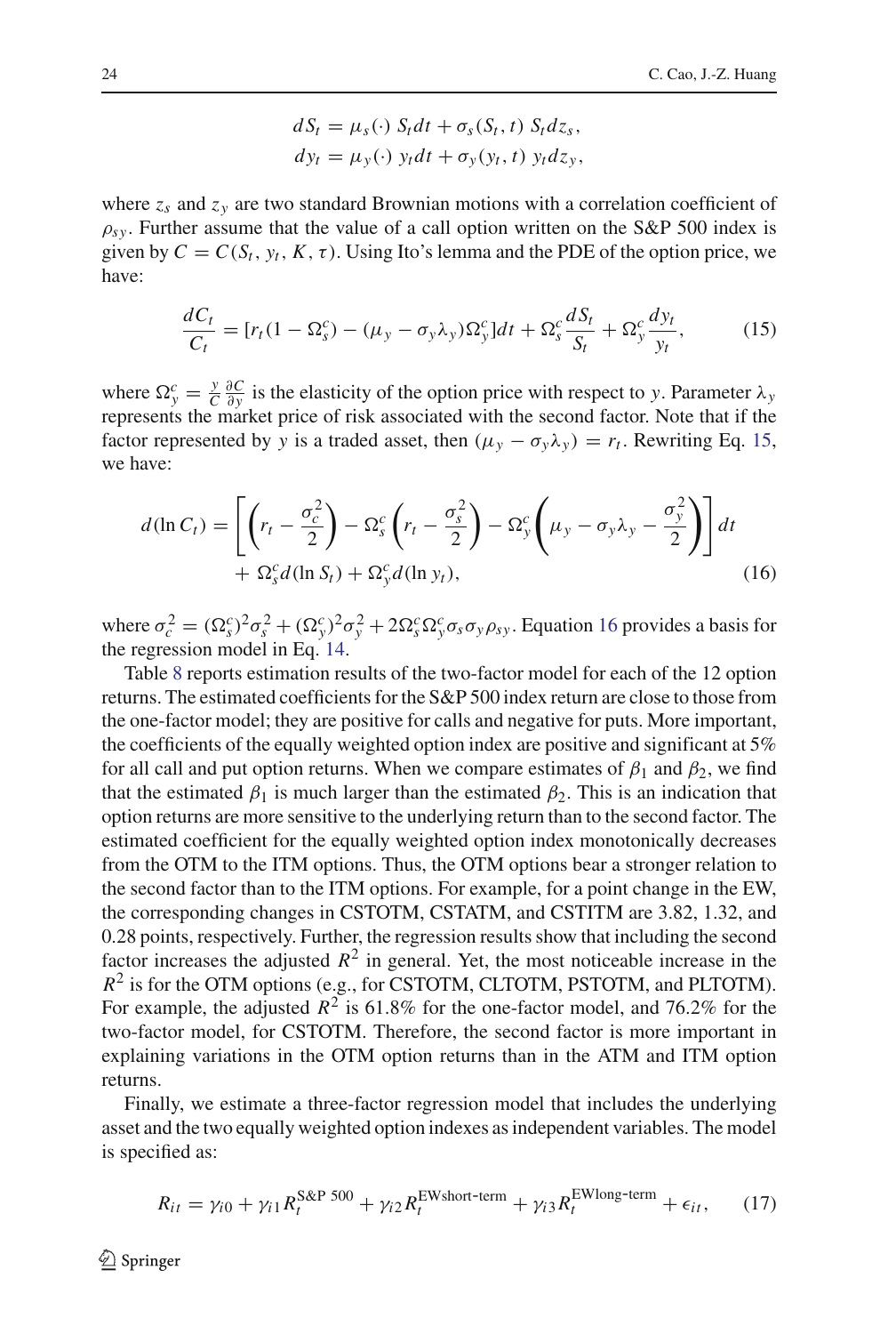$$dS_t = \mu_s(\cdot)\, S_t dt + \sigma_s(S_t, t)\, S_t dz_s,$$
$$dy_t = \mu_y(\cdot)\, y_t dt + \sigma_y(y_t, t)\, y_t dz_y,$$

where $z_s$ and $z_y$ are two standard Brownian motions with a correlation coefficient of $\rho_{sy}$. Further assume that the value of a call option written on the S&P 500 index is given by $C = C(S_t, y_t, K, \tau)$. Using Ito's lemma and the PDE of the option price, we have:

$$\frac{dC_t}{C_t} = [r_t(1 - \Omega_s^c) - (\mu_y - \sigma_y \lambda_y)\Omega_y^c]dt + \Omega_s^c \frac{dS_t}{S_t} + \Omega_y^c \frac{dy_t}{y_t}, \tag{15}$$

where $\Omega_y^c = \frac{y}{C}\frac{\partial C}{\partial y}$ is the elasticity of the option price with respect to $y$. Parameter $\lambda_y$ represents the market price of risk associated with the second factor. Note that if the factor represented by $y$ is a traded asset, then $(\mu_y - \sigma_y \lambda_y) = r_t$. Rewriting Eq. 15, we have:

$$d(\ln C_t) = \left[\left(r_t - \frac{\sigma_c^2}{2}\right) - \Omega_s^c\left(r_t - \frac{\sigma_s^2}{2}\right) - \Omega_y^c\left(\mu_y - \sigma_y\lambda_y - \frac{\sigma_y^2}{2}\right)\right]dt + \Omega_s^c d(\ln S_t) + \Omega_y^c d(\ln y_t), \tag{16}$$

where $\sigma_c^2 = (\Omega_s^c)^2\sigma_s^2 + (\Omega_y^c)^2\sigma_y^2 + 2\Omega_s^c\Omega_y^c\sigma_s\sigma_y\rho_{sy}$. Equation 16 provides a basis for the regression model in Eq. 14.

Table 8 reports estimation results of the two-factor model for each of the 12 option returns. The estimated coefficients for the S&P 500 index return are close to those from the one-factor model; they are positive for calls and negative for puts. More important, the coefficients of the equally weighted option index are positive and significant at 5% for all call and put option returns. When we compare estimates of $\beta_1$ and $\beta_2$, we find that the estimated $\beta_1$ is much larger than the estimated $\beta_2$. This is an indication that option returns are more sensitive to the underlying return than to the second factor. The estimated coefficient for the equally weighted option index monotonically decreases from the OTM to the ITM options. Thus, the OTM options bear a stronger relation to the second factor than to the ITM options. For example, for a point change in the EW, the corresponding changes in CSTOTM, CSTATM, and CSTITM are 3.82, 1.32, and 0.28 points, respectively. Further, the regression results show that including the second factor increases the adjusted $R^2$ in general. Yet, the most noticeable increase in the $R^2$ is for the OTM options (e.g., for CSTOTM, CLTOTM, PSTOTM, and PLTOTM). For example, the adjusted $R^2$ is 61.8% for the one-factor model, and 76.2% for the two-factor model, for CSTOTM. Therefore, the second factor is more important in explaining variations in the OTM option returns than in the ATM and ITM option returns.

Finally, we estimate a three-factor regression model that includes the underlying asset and the two equally weighted option indexes as independent variables. The model is specified as:

$$R_{it} = \gamma_{i0} + \gamma_{i1} R_t^{\text{S\&P 500}} + \gamma_{i2} R_t^{\text{EWshort-term}} + \gamma_{i3} R_t^{\text{EWlong-term}} + \epsilon_{it}, \tag{17}$$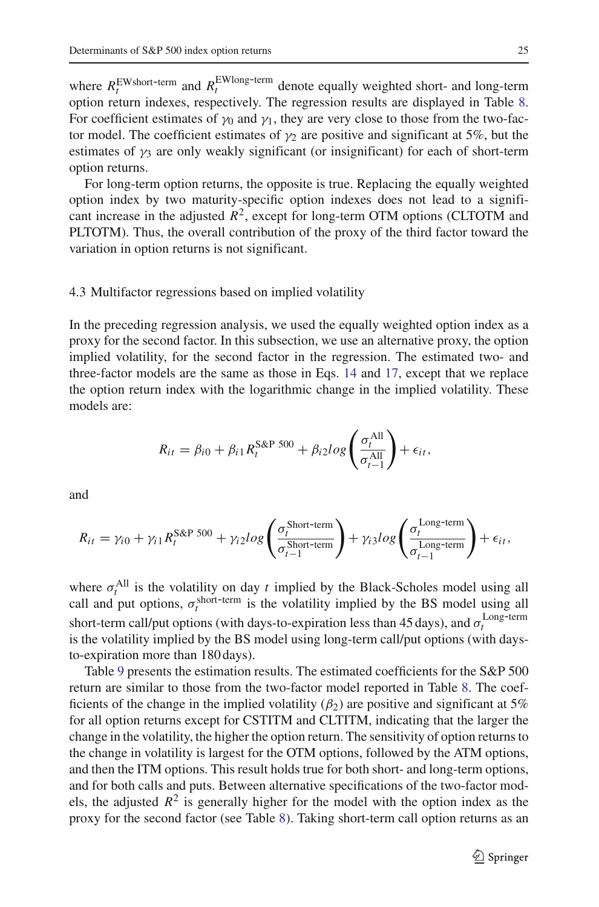where $R_t^{\text{EWshort-term}}$ and $R_t^{\text{EWlong-term}}$ denote equally weighted short- and long-term option return indexes, respectively. The regression results are displayed in Table 8. For coefficient estimates of $\gamma_0$ and $\gamma_1$, they are very close to those from the two-factor model. The coefficient estimates of $\gamma_2$ are positive and significant at 5%, but the estimates of $\gamma_3$ are only weakly significant (or insignificant) for each of short-term option returns.

For long-term option returns, the opposite is true. Replacing the equally weighted option index by two maturity-specific option indexes does not lead to a significant increase in the adjusted $R^2$, except for long-term OTM options (CLTOTM and PLTOTM). Thus, the overall contribution of the proxy of the third factor toward the variation in option returns is not significant.

### 4.3 Multifactor regressions based on implied volatility

In the preceding regression analysis, we used the equally weighted option index as a proxy for the second factor. In this subsection, we use an alternative proxy, the option implied volatility, for the second factor in the regression. The estimated two- and three-factor models are the same as those in Eqs. 14 and 17, except that we replace the option return index with the logarithmic change in the implied volatility. These models are:

$$R_{it} = \beta_{i0} + \beta_{i1} R_t^{\text{S\&P 500}} + \beta_{i2} log\left(\frac{\sigma_t^{\text{All}}}{\sigma_{t-1}^{\text{All}}}\right) + \epsilon_{it},$$

and

$$R_{it} = \gamma_{i0} + \gamma_{i1} R_t^{\text{S\&P 500}} + \gamma_{i2} log\left(\frac{\sigma_t^{\text{Short-term}}}{\sigma_{t-1}^{\text{Short-term}}}\right) + \gamma_{i3} log\left(\frac{\sigma_t^{\text{Long-term}}}{\sigma_{t-1}^{\text{Long-term}}}\right) + \epsilon_{it},$$

where $\sigma_t^{\text{All}}$ is the volatility on day $t$ implied by the Black-Scholes model using all call and put options, $\sigma_t^{\text{short-term}}$ is the volatility implied by the BS model using all short-term call/put options (with days-to-expiration less than 45 days), and $\sigma_t^{\text{Long-term}}$ is the volatility implied by the BS model using long-term call/put options (with days-to-expiration more than 180 days).

Table 9 presents the estimation results. The estimated coefficients for the S&P 500 return are similar to those from the two-factor model reported in Table 8. The coefficients of the change in the implied volatility ($\beta_2$) are positive and significant at 5% for all option returns except for CSTITM and CLTITM, indicating that the larger the change in the volatility, the higher the option return. The sensitivity of option returns to the change in volatility is largest for the OTM options, followed by the ATM options, and then the ITM options. This result holds true for both short- and long-term options, and for both calls and puts. Between alternative specifications of the two-factor models, the adjusted $R^2$ is generally higher for the model with the option index as the proxy for the second factor (see Table 8). Taking short-term call option returns as an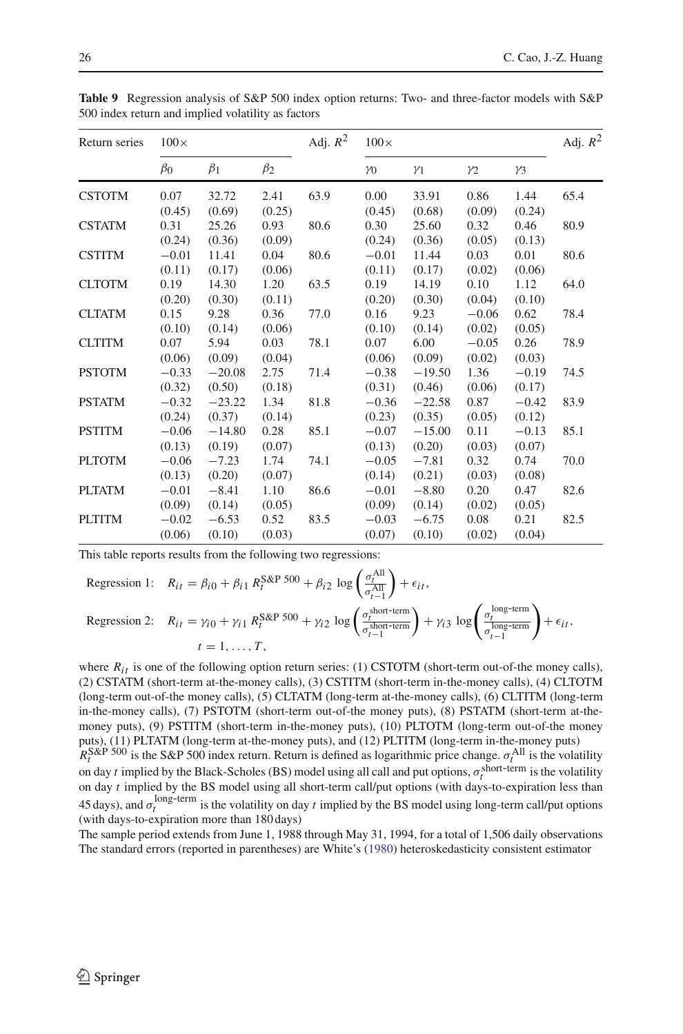**Table 9** Regression analysis of S&P 500 index option returns: Two- and three-factor models with S&P 500 index return and implied volatility as factors

| Return series | 100× | | | Adj. $R^2$ | 100× | | | | Adj. $R^2$ |
|---|---|---|---|---|---|---|---|---|---|
| | $\beta_0$ | $\beta_1$ | $\beta_2$ | | $\gamma_0$ | $\gamma_1$ | $\gamma_2$ | $\gamma_3$ | |
| CSTOTM | 0.07 | 32.72 | 2.41 | 63.9 | 0.00 | 33.91 | 0.86 | 1.44 | 65.4 |
| | (0.45) | (0.69) | (0.25) | | (0.45) | (0.68) | (0.09) | (0.24) | |
| CSTATM | 0.31 | 25.26 | 0.93 | 80.6 | 0.30 | 25.60 | 0.32 | 0.46 | 80.9 |
| | (0.24) | (0.36) | (0.09) | | (0.24) | (0.36) | (0.05) | (0.13) | |
| CSTITM | −0.01 | 11.41 | 0.04 | 80.6 | −0.01 | 11.44 | 0.03 | 0.01 | 80.6 |
| | (0.11) | (0.17) | (0.06) | | (0.11) | (0.17) | (0.02) | (0.06) | |
| CLTOTM | 0.19 | 14.30 | 1.20 | 63.5 | 0.19 | 14.19 | 0.10 | 1.12 | 64.0 |
| | (0.20) | (0.30) | (0.11) | | (0.20) | (0.30) | (0.04) | (0.10) | |
| CLTATM | 0.15 | 9.28 | 0.36 | 77.0 | 0.16 | 9.23 | −0.06 | 0.62 | 78.4 |
| | (0.10) | (0.14) | (0.06) | | (0.10) | (0.14) | (0.02) | (0.05) | |
| CLTITM | 0.07 | 5.94 | 0.03 | 78.1 | 0.07 | 6.00 | −0.05 | 0.26 | 78.9 |
| | (0.06) | (0.09) | (0.04) | | (0.06) | (0.09) | (0.02) | (0.03) | |
| PSTOTM | −0.33 | −20.08 | 2.75 | 71.4 | −0.38 | −19.50 | 1.36 | −0.19 | 74.5 |
| | (0.32) | (0.50) | (0.18) | | (0.31) | (0.46) | (0.06) | (0.17) | |
| PSTATM | −0.32 | −23.22 | 1.34 | 81.8 | −0.36 | −22.58 | 0.87 | −0.42 | 83.9 |
| | (0.24) | (0.37) | (0.14) | | (0.23) | (0.35) | (0.05) | (0.12) | |
| PSTITM | −0.06 | −14.80 | 0.28 | 85.1 | −0.07 | −15.00 | 0.11 | −0.13 | 85.1 |
| | (0.13) | (0.19) | (0.07) | | (0.13) | (0.20) | (0.03) | (0.07) | |
| PLTOTM | −0.06 | −7.23 | 1.74 | 74.1 | −0.05 | −7.81 | 0.32 | 0.74 | 70.0 |
| | (0.13) | (0.20) | (0.07) | | (0.14) | (0.21) | (0.03) | (0.08) | |
| PLTATM | −0.01 | −8.41 | 1.10 | 86.6 | −0.01 | −8.80 | 0.20 | 0.47 | 82.6 |
| | (0.09) | (0.14) | (0.05) | | (0.09) | (0.14) | (0.02) | (0.05) | |
| PLTITM | −0.02 | −6.53 | 0.52 | 83.5 | −0.03 | −6.75 | 0.08 | 0.21 | 82.5 |
| | (0.06) | (0.10) | (0.03) | | (0.07) | (0.10) | (0.02) | (0.04) | |

This table reports results from the following two regressions:

$$\text{Regression 1:}\quad R_{it} = \beta_{i0} + \beta_{i1}\, R_t^{\text{S\&P 500}} + \beta_{i2}\, \log\left(\frac{\sigma_t^{\text{All}}}{\sigma_{t-1}^{\text{All}}}\right) + \epsilon_{it},$$

$$\text{Regression 2:}\quad R_{it} = \gamma_{i0} + \gamma_{i1}\, R_t^{\text{S\&P 500}} + \gamma_{i2}\, \log\left(\frac{\sigma_t^{\text{short-term}}}{\sigma_{t-1}^{\text{short-term}}}\right) + \gamma_{i3}\, \log\left(\frac{\sigma_t^{\text{long-term}}}{\sigma_{t-1}^{\text{long-term}}}\right) + \epsilon_{it},$$

$$t = 1, \ldots, T,$$

where $R_{it}$ is one of the following option return series: (1) CSTOTM (short-term out-of-the money calls), (2) CSTATM (short-term at-the-money calls), (3) CSTITM (short-term in-the-money calls), (4) CLTOTM (long-term out-of-the money calls), (5) CLTATM (long-term at-the-money calls), (6) CLTITM (long-term in-the-money calls), (7) PSTOTM (short-term out-of-the money puts), (8) PSTATM (short-term at-the-money puts), (9) PSTITM (short-term in-the-money puts), (10) PLTOTM (long-term out-of-the money puts), (11) PLTATM (long-term at-the-money puts), and (12) PLTITM (long-term in-the-money puts)

$R_t^{\text{S\&P 500}}$ is the S&P 500 index return. Return is defined as logarithmic price change. $\sigma_t^{\text{All}}$ is the volatility on day $t$ implied by the Black-Scholes (BS) model using all call and put options, $\sigma_t^{\text{short-term}}$ is the volatility on day $t$ implied by the BS model using all short-term call/put options (with days-to-expiration less than 45 days), and $\sigma_t^{\text{long-term}}$ is the volatility on day $t$ implied by the BS model using long-term call/put options (with days-to-expiration more than 180 days)

The sample period extends from June 1, 1988 through May 31, 1994, for a total of 1,506 daily observations

The standard errors (reported in parentheses) are White's (1980) heteroskedasticity consistent estimator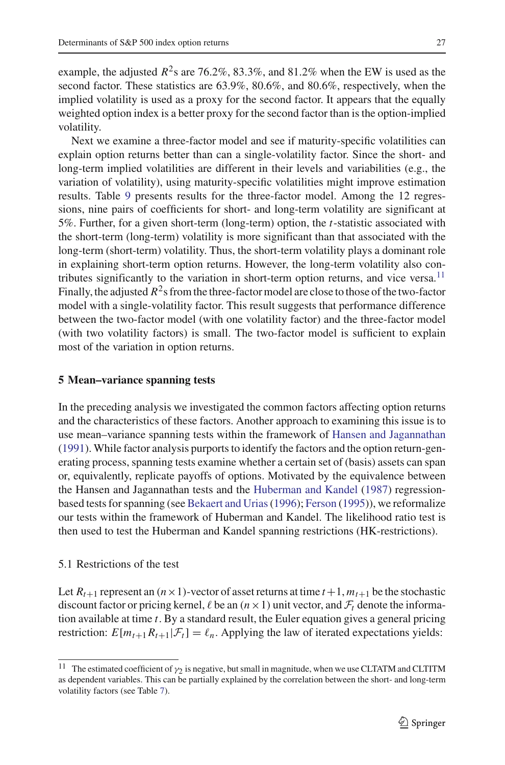example, the adjusted $R^2$s are 76.2%, 83.3%, and 81.2% when the EW is used as the second factor. These statistics are 63.9%, 80.6%, and 80.6%, respectively, when the implied volatility is used as a proxy for the second factor. It appears that the equally weighted option index is a better proxy for the second factor than is the option-implied volatility.

Next we examine a three-factor model and see if maturity-specific volatilities can explain option returns better than can a single-volatility factor. Since the short- and long-term implied volatilities are different in their levels and variabilities (e.g., the variation of volatility), using maturity-specific volatilities might improve estimation results. Table 9 presents results for the three-factor model. Among the 12 regressions, nine pairs of coefficients for short- and long-term volatility are significant at 5%. Further, for a given short-term (long-term) option, the $t$-statistic associated with the short-term (long-term) volatility is more significant than that associated with the long-term (short-term) volatility. Thus, the short-term volatility plays a dominant role in explaining short-term option returns. However, the long-term volatility also contributes significantly to the variation in short-term option returns, and vice versa.[11] Finally, the adjusted $R^2$s from the three-factor model are close to those of the two-factor model with a single-volatility factor. This result suggests that performance difference between the two-factor model (with one volatility factor) and the three-factor model (with two volatility factors) is small. The two-factor model is sufficient to explain most of the variation in option returns.

## 5 Mean–variance spanning tests

In the preceding analysis we investigated the common factors affecting option returns and the characteristics of these factors. Another approach to examining this issue is to use mean–variance spanning tests within the framework of Hansen and Jagannathan (1991). While factor analysis purports to identify the factors and the option return-generating process, spanning tests examine whether a certain set of (basis) assets can span or, equivalently, replicate payoffs of options. Motivated by the equivalence between the Hansen and Jagannathan tests and the Huberman and Kandel (1987) regression-based tests for spanning (see Bekaert and Urias (1996); Ferson (1995)), we reformalize our tests within the framework of Huberman and Kandel. The likelihood ratio test is then used to test the Huberman and Kandel spanning restrictions (HK-restrictions).

### 5.1 Restrictions of the test

Let $R_{t+1}$ represent an $(n \times 1)$-vector of asset returns at time $t+1$, $m_{t+1}$ be the stochastic discount factor or pricing kernel, $\ell$ be an $(n \times 1)$ unit vector, and $\mathcal{F}_t$ denote the information available at time $t$. By a standard result, the Euler equation gives a general pricing restriction: $E[m_{t+1}R_{t+1}|\mathcal{F}_t] = \ell_n$. Applying the law of iterated expectations yields:

[11] The estimated coefficient of $\gamma_2$ is negative, but small in magnitude, when we use CLTATM and CLTITM as dependent variables. This can be partially explained by the correlation between the short- and long-term volatility factors (see Table 7).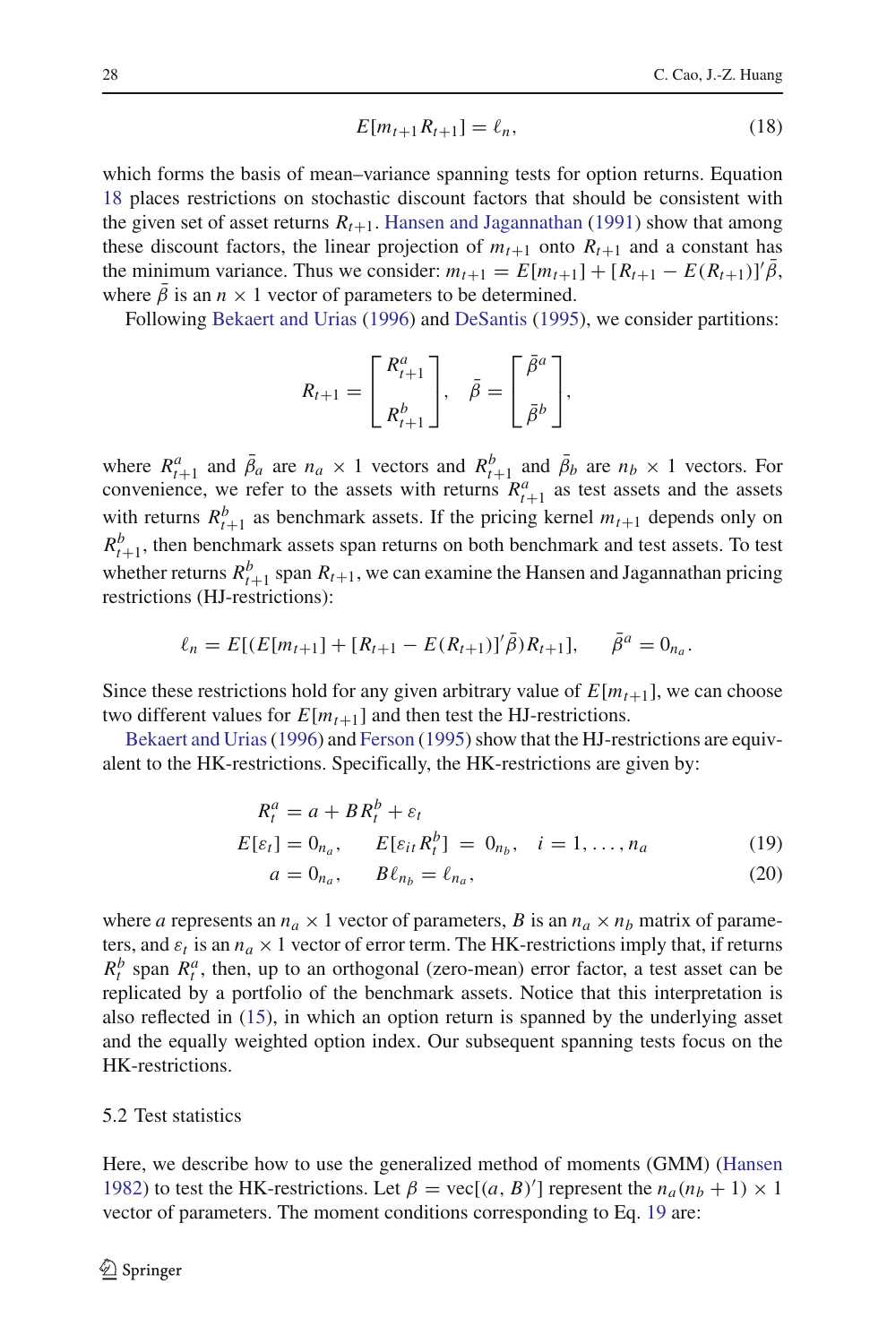$$E[m_{t+1}R_{t+1}] = \ell_n, \tag{18}$$

which forms the basis of mean–variance spanning tests for option returns. Equation 18 places restrictions on stochastic discount factors that should be consistent with the given set of asset returns $R_{t+1}$. Hansen and Jagannathan (1991) show that among these discount factors, the linear projection of $m_{t+1}$ onto $R_{t+1}$ and a constant has the minimum variance. Thus we consider: $m_{t+1} = E[m_{t+1}] + [R_{t+1} - E(R_{t+1})]'\bar{\beta}$, where $\bar{\beta}$ is an $n \times 1$ vector of parameters to be determined.

Following Bekaert and Urias (1996) and DeSantis (1995), we consider partitions:

$$R_{t+1} = \begin{bmatrix} R^a_{t+1} \\ \\ R^b_{t+1} \end{bmatrix}, \quad \bar{\beta} = \begin{bmatrix} \bar{\beta}^a \\ \\ \bar{\beta}^b \end{bmatrix},$$

where $R^a_{t+1}$ and $\bar{\beta}_a$ are $n_a \times 1$ vectors and $R^b_{t+1}$ and $\bar{\beta}_b$ are $n_b \times 1$ vectors. For convenience, we refer to the assets with returns $R^a_{t+1}$ as test assets and the assets with returns $R^b_{t+1}$ as benchmark assets. If the pricing kernel $m_{t+1}$ depends only on $R^b_{t+1}$, then benchmark assets span returns on both benchmark and test assets. To test whether returns $R^b_{t+1}$ span $R_{t+1}$, we can examine the Hansen and Jagannathan pricing restrictions (HJ-restrictions):

$$\ell_n = E[(E[m_{t+1}] + [R_{t+1} - E(R_{t+1})]'\bar{\beta})R_{t+1}], \qquad \bar{\beta}^a = 0_{n_a}.$$

Since these restrictions hold for any given arbitrary value of $E[m_{t+1}]$, we can choose two different values for $E[m_{t+1}]$ and then test the HJ-restrictions.

Bekaert and Urias (1996) and Ferson (1995) show that the HJ-restrictions are equivalent to the HK-restrictions. Specifically, the HK-restrictions are given by:

$$\begin{aligned} R^a_t &= a + BR^b_t + \varepsilon_t \\ E[\varepsilon_t] &= 0_{n_a}, \qquad E[\varepsilon_{it}R^b_t] = 0_{n_b}, \quad i = 1, \ldots, n_a \qquad (19) \\ a &= 0_{n_a}, \qquad B\ell_{n_b} = \ell_{n_a}, \qquad (20) \end{aligned}$$

where $a$ represents an $n_a \times 1$ vector of parameters, $B$ is an $n_a \times n_b$ matrix of parameters, and $\varepsilon_t$ is an $n_a \times 1$ vector of error term. The HK-restrictions imply that, if returns $R^b_t$ span $R^a_t$, then, up to an orthogonal (zero-mean) error factor, a test asset can be replicated by a portfolio of the benchmark assets. Notice that this interpretation is also reflected in (15), in which an option return is spanned by the underlying asset and the equally weighted option index. Our subsequent spanning tests focus on the HK-restrictions.

### 5.2 Test statistics

Here, we describe how to use the generalized method of moments (GMM) (Hansen 1982) to test the HK-restrictions. Let $\beta = \text{vec}[(a, B)']$ represent the $n_a(n_b + 1) \times 1$ vector of parameters. The moment conditions corresponding to Eq. 19 are: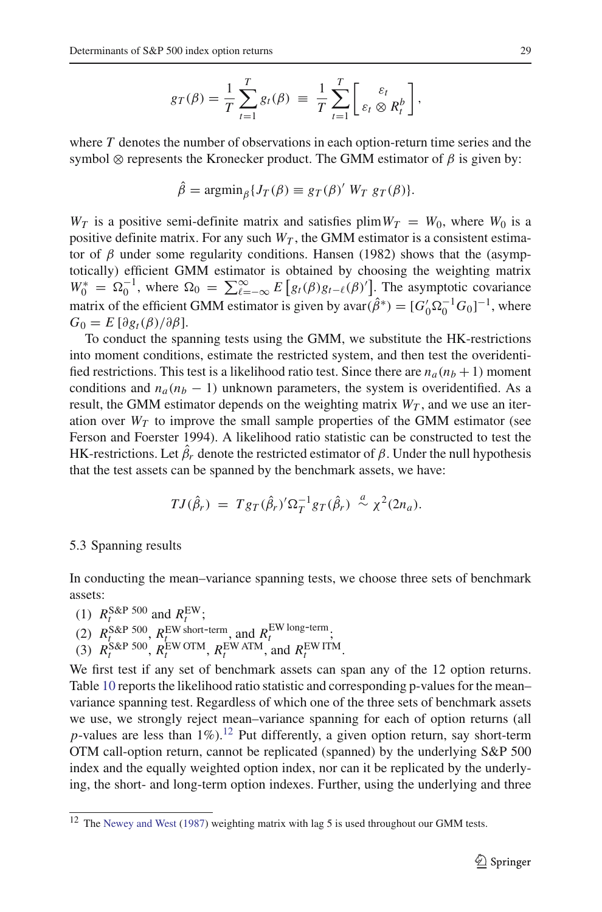$$g_T(\beta) = \frac{1}{T}\sum_{t=1}^{T} g_t(\beta) \equiv \frac{1}{T}\sum_{t=1}^{T}\left[\begin{array}{c}\varepsilon_t \\ \varepsilon_t \otimes R_t^b\end{array}\right],$$

where $T$ denotes the number of observations in each option-return time series and the symbol $\otimes$ represents the Kronecker product. The GMM estimator of $\beta$ is given by:

$$\hat{\beta} = \text{argmin}_{\beta}\{J_T(\beta) \equiv g_T(\beta)'\, W_T\, g_T(\beta)\}.$$

$W_T$ is a positive semi-definite matrix and satisfies $\text{plim}W_T = W_0$, where $W_0$ is a positive definite matrix. For any such $W_T$, the GMM estimator is a consistent estimator of $\beta$ under some regularity conditions. Hansen (1982) shows that the (asymptotically) efficient GMM estimator is obtained by choosing the weighting matrix $W_0^* = \Omega_0^{-1}$, where $\Omega_0 = \sum_{\ell=-\infty}^{\infty} E\left[g_t(\beta)g_{t-\ell}(\beta)'\right]$. The asymptotic covariance matrix of the efficient GMM estimator is given by $\text{avar}(\hat{\beta}^*) = [G_0'\Omega_0^{-1}G_0]^{-1}$, where $G_0 = E\left[\partial g_t(\beta)/\partial\beta\right]$.

To conduct the spanning tests using the GMM, we substitute the HK-restrictions into moment conditions, estimate the restricted system, and then test the overidentified restrictions. This test is a likelihood ratio test. Since there are $n_a(n_b+1)$ moment conditions and $n_a(n_b-1)$ unknown parameters, the system is overidentified. As a result, the GMM estimator depends on the weighting matrix $W_T$, and we use an iteration over $W_T$ to improve the small sample properties of the GMM estimator (see Ferson and Foerster 1994). A likelihood ratio statistic can be constructed to test the HK-restrictions. Let $\hat{\beta}_r$ denote the restricted estimator of $\beta$. Under the null hypothesis that the test assets can be spanned by the benchmark assets, we have:

$$TJ(\hat{\beta}_r) = T g_T(\hat{\beta}_r)'\Omega_T^{-1} g_T(\hat{\beta}_r) \overset{a}{\sim} \chi^2(2n_a).$$

### 5.3 Spanning results

In conducting the mean–variance spanning tests, we choose three sets of benchmark assets:

(1) $R_t^{\text{S\&P 500}}$ and $R_t^{\text{EW}}$;
(2) $R_t^{\text{S\&P 500}}$, $R_t^{\text{EW short-term}}$, and $R_t^{\text{EW long-term}}$;
(3) $R_t^{\text{S\&P 500}}$, $R_t^{\text{EW OTM}}$, $R_t^{\text{EW ATM}}$, and $R_t^{\text{EW ITM}}$.

We first test if any set of benchmark assets can span any of the 12 option returns. Table 10 reports the likelihood ratio statistic and corresponding p-values for the mean–variance spanning test. Regardless of which one of the three sets of benchmark assets we use, we strongly reject mean–variance spanning for each of option returns (all $p$-values are less than 1%).[12] Put differently, a given option return, say short-term OTM call-option return, cannot be replicated (spanned) by the underlying S&P 500 index and the equally weighted option index, nor can it be replicated by the underlying, the short- and long-term option indexes. Further, using the underlying and three

[12] The Newey and West (1987) weighting matrix with lag 5 is used throughout our GMM tests.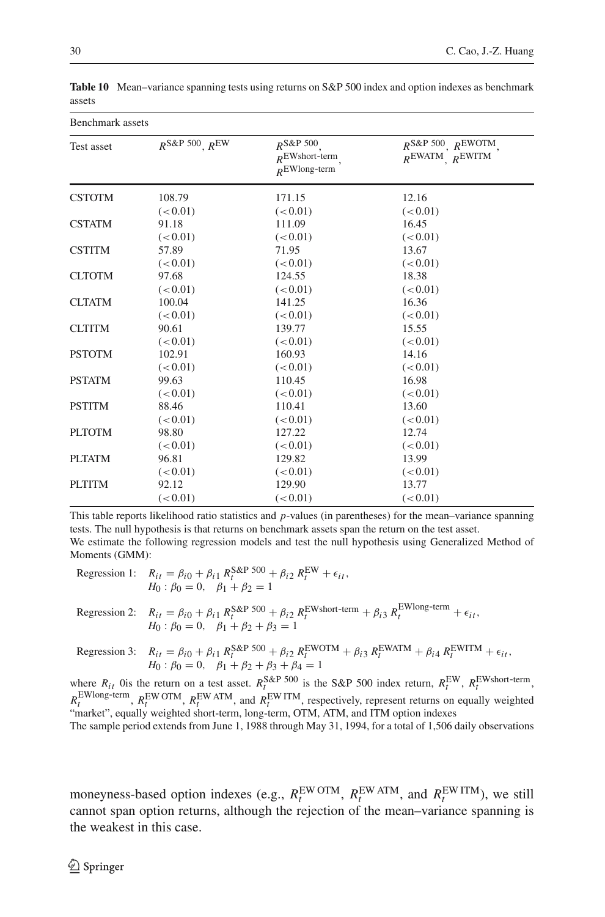**Table 10** Mean–variance spanning tests using returns on S&P 500 index and option indexes as benchmark assets

| | Benchmark assets | | |
|---|---|---|---|
| Test asset | $R^{\text{S\&P 500}}$, $R^{\text{EW}}$ | $R^{\text{S\&P 500}}$, $R^{\text{EWshort-term}}$, $R^{\text{EWlong-term}}$ | $R^{\text{S\&P 500}}$, $R^{\text{EWOTM}}$, $R^{\text{EWATM}}$, $R^{\text{EWITM}}$ |
| CSTOTM | 108.79 | 171.15 | 12.16 |
| | (<0.01) | (<0.01) | (<0.01) |
| CSTATM | 91.18 | 111.09 | 16.45 |
| | (<0.01) | (<0.01) | (<0.01) |
| CSTITM | 57.89 | 71.95 | 13.67 |
| | (<0.01) | (<0.01) | (<0.01) |
| CLTOTM | 97.68 | 124.55 | 18.38 |
| | (<0.01) | (<0.01) | (<0.01) |
| CLTATM | 100.04 | 141.25 | 16.36 |
| | (<0.01) | (<0.01) | (<0.01) |
| CLTITM | 90.61 | 139.77 | 15.55 |
| | (<0.01) | (<0.01) | (<0.01) |
| PSTOTM | 102.91 | 160.93 | 14.16 |
| | (<0.01) | (<0.01) | (<0.01) |
| PSTATM | 99.63 | 110.45 | 16.98 |
| | (<0.01) | (<0.01) | (<0.01) |
| PSTITM | 88.46 | 110.41 | 13.60 |
| | (<0.01) | (<0.01) | (<0.01) |
| PLTOTM | 98.80 | 127.22 | 12.74 |
| | (<0.01) | (<0.01) | (<0.01) |
| PLTATM | 96.81 | 129.82 | 13.99 |
| | (<0.01) | (<0.01) | (<0.01) |
| PLTITM | 92.12 | 129.90 | 13.77 |
| | (<0.01) | (<0.01) | (<0.01) |

This table reports likelihood ratio statistics and $p$-values (in parentheses) for the mean–variance spanning tests. The null hypothesis is that returns on benchmark assets span the return on the test asset.

We estimate the following regression models and test the null hypothesis using Generalized Method of Moments (GMM):

Regression 1: $R_{it} = \beta_{i0} + \beta_{i1} R_t^{\text{S\&P 500}} + \beta_{i2} R_t^{\text{EW}} + \epsilon_{it}$,
$H_0: \beta_0 = 0, \quad \beta_1 + \beta_2 = 1$

Regression 2: $R_{it} = \beta_{i0} + \beta_{i1} R_t^{\text{S\&P 500}} + \beta_{i2} R_t^{\text{EWshort-term}} + \beta_{i3} R_t^{\text{EWlong-term}} + \epsilon_{it}$,
$H_0: \beta_0 = 0, \quad \beta_1 + \beta_2 + \beta_3 = 1$

Regression 3: $R_{it} = \beta_{i0} + \beta_{i1} R_t^{\text{S\&P 500}} + \beta_{i2} R_t^{\text{EWOTM}} + \beta_{i3} R_t^{\text{EWATM}} + \beta_{i4} R_t^{\text{EWITM}} + \epsilon_{it}$,
$H_0: \beta_0 = 0, \quad \beta_1 + \beta_2 + \beta_3 + \beta_4 = 1$

where $R_{it}$ 0is the return on a test asset. $R_t^{\text{S\&P 500}}$ is the S&P 500 index return, $R_t^{\text{EW}}$, $R_t^{\text{EWshort-term}}$, $R_t^{\text{EWlong-term}}$, $R_t^{\text{EW OTM}}$, $R_t^{\text{EW ATM}}$, and $R_t^{\text{EW ITM}}$, respectively, represent returns on equally weighted "market", equally weighted short-term, long-term, OTM, ATM, and ITM option indexes

The sample period extends from June 1, 1988 through May 31, 1994, for a total of 1,506 daily observations

moneyness-based option indexes (e.g., $R_t^{\text{EW OTM}}$, $R_t^{\text{EW ATM}}$, and $R_t^{\text{EW ITM}}$), we still cannot span option returns, although the rejection of the mean–variance spanning is the weakest in this case.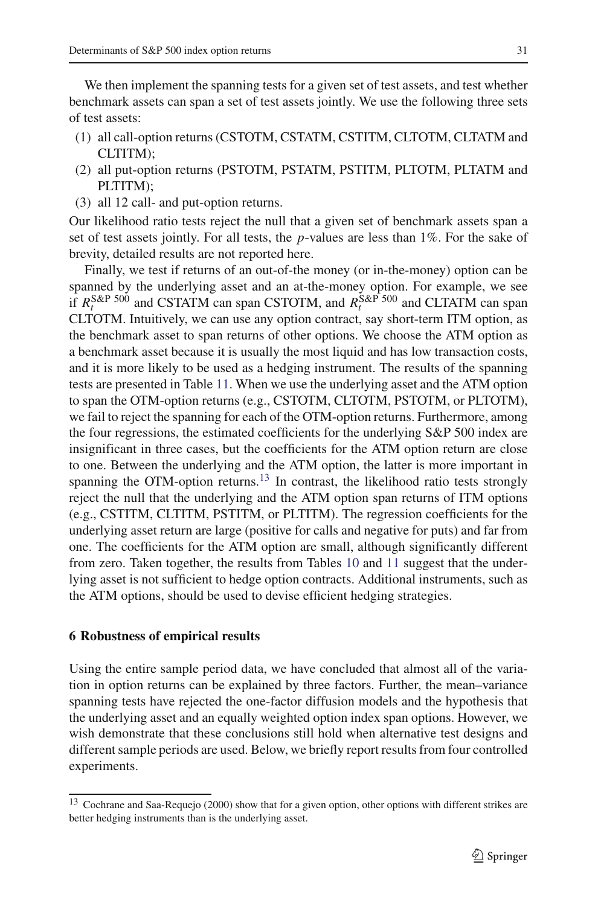We then implement the spanning tests for a given set of test assets, and test whether benchmark assets can span a set of test assets jointly. We use the following three sets of test assets:

1. all call-option returns (CSTOTM, CSTATM, CSTITM, CLTOTM, CLTATM and CLTITM);
2. all put-option returns (PSTOTM, PSTATM, PSTITM, PLTOTM, PLTATM and PLTITM);
3. all 12 call- and put-option returns.

Our likelihood ratio tests reject the null that a given set of benchmark assets span a set of test assets jointly. For all tests, the *p*-values are less than 1%. For the sake of brevity, detailed results are not reported here.

Finally, we test if returns of an out-of-the money (or in-the-money) option can be spanned by the underlying asset and an at-the-money option. For example, we see if $R_t^{\text{S\&P 500}}$ and CSTATM can span CSTOTM, and $R_t^{\text{S\&P 500}}$ and CLTATM can span CLTOTM. Intuitively, we can use any option contract, say short-term ITM option, as the benchmark asset to span returns of other options. We choose the ATM option as a benchmark asset because it is usually the most liquid and has low transaction costs, and it is more likely to be used as a hedging instrument. The results of the spanning tests are presented in Table 11. When we use the underlying asset and the ATM option to span the OTM-option returns (e.g., CSTOTM, CLTOTM, PSTOTM, or PLTOTM), we fail to reject the spanning for each of the OTM-option returns. Furthermore, among the four regressions, the estimated coefficients for the underlying S&P 500 index are insignificant in three cases, but the coefficients for the ATM option return are close to one. Between the underlying and the ATM option, the latter is more important in spanning the OTM-option returns.[13] In contrast, the likelihood ratio tests strongly reject the null that the underlying and the ATM option span returns of ITM options (e.g., CSTITM, CLTITM, PSTITM, or PLTITM). The regression coefficients for the underlying asset return are large (positive for calls and negative for puts) and far from one. The coefficients for the ATM option are small, although significantly different from zero. Taken together, the results from Tables 10 and 11 suggest that the underlying asset is not sufficient to hedge option contracts. Additional instruments, such as the ATM options, should be used to devise efficient hedging strategies.

## 6 Robustness of empirical results

Using the entire sample period data, we have concluded that almost all of the variation in option returns can be explained by three factors. Further, the mean–variance spanning tests have rejected the one-factor diffusion models and the hypothesis that the underlying asset and an equally weighted option index span options. However, we wish demonstrate that these conclusions still hold when alternative test designs and different sample periods are used. Below, we briefly report results from four controlled experiments.

---

[13] Cochrane and Saa-Requejo (2000) show that for a given option, other options with different strikes are better hedging instruments than is the underlying asset.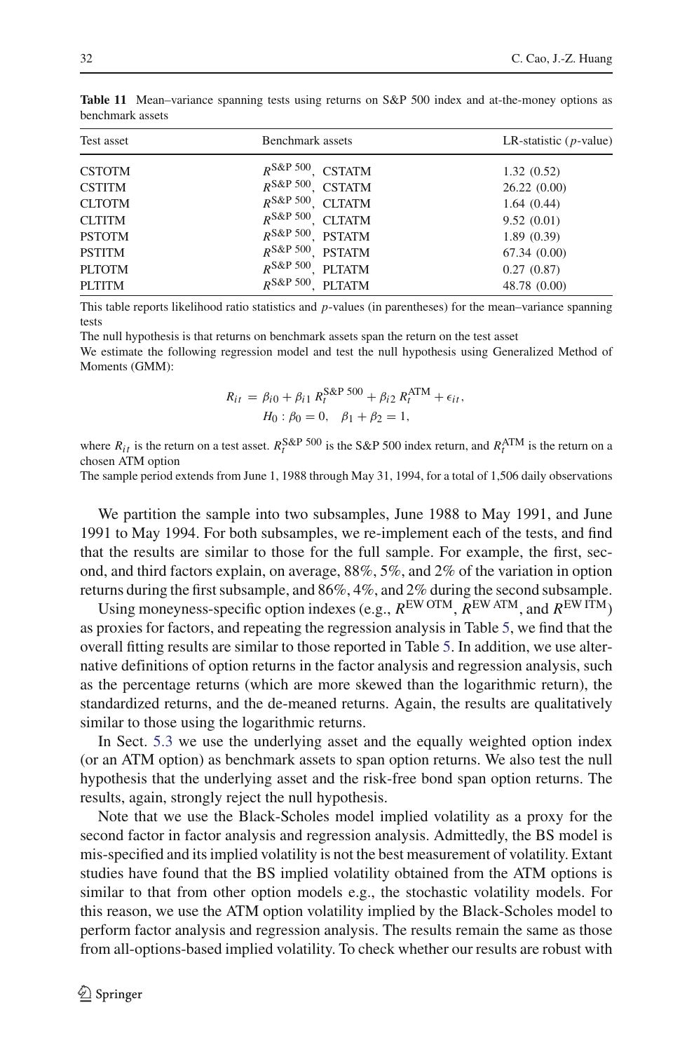**Table 11** Mean–variance spanning tests using returns on S&P 500 index and at-the-money options as benchmark assets

| Test asset | Benchmark assets | LR-statistic ($p$-value) |
|---|---|---|
| CSTOTM | $R^{\text{S\&P 500}}$, CSTATM | 1.32 (0.52) |
| CSTITM | $R^{\text{S\&P 500}}$, CSTATM | 26.22 (0.00) |
| CLTOTM | $R^{\text{S\&P 500}}$, CLTATM | 1.64 (0.44) |
| CLTITM | $R^{\text{S\&P 500}}$, CLTATM | 9.52 (0.01) |
| PSTOTM | $R^{\text{S\&P 500}}$, PSTATM | 1.89 (0.39) |
| PSTITM | $R^{\text{S\&P 500}}$, PSTATM | 67.34 (0.00) |
| PLTOTM | $R^{\text{S\&P 500}}$, PLTATM | 0.27 (0.87) |
| PLTITM | $R^{\text{S\&P 500}}$, PLTATM | 48.78 (0.00) |

This table reports likelihood ratio statistics and $p$-values (in parentheses) for the mean–variance spanning tests

The null hypothesis is that returns on benchmark assets span the return on the test asset

We estimate the following regression model and test the null hypothesis using Generalized Method of Moments (GMM):

$$R_{it} = \beta_{i0} + \beta_{i1} R_t^{\text{S\&P 500}} + \beta_{i2} R_t^{\text{ATM}} + \epsilon_{it},$$
$$H_0 : \beta_0 = 0, \quad \beta_1 + \beta_2 = 1,$$

where $R_{it}$ is the return on a test asset. $R_t^{\text{S\&P 500}}$ is the S&P 500 index return, and $R_t^{\text{ATM}}$ is the return on a chosen ATM option

The sample period extends from June 1, 1988 through May 31, 1994, for a total of 1,506 daily observations

We partition the sample into two subsamples, June 1988 to May 1991, and June 1991 to May 1994. For both subsamples, we re-implement each of the tests, and find that the results are similar to those for the full sample. For example, the first, second, and third factors explain, on average, 88%, 5%, and 2% of the variation in option returns during the first subsample, and 86%, 4%, and 2% during the second subsample.

Using moneyness-specific option indexes (e.g., $R^{\text{EW OTM}}$, $R^{\text{EW ATM}}$, and $R^{\text{EW ITM}}$) as proxies for factors, and repeating the regression analysis in Table 5, we find that the overall fitting results are similar to those reported in Table 5. In addition, we use alternative definitions of option returns in the factor analysis and regression analysis, such as the percentage returns (which are more skewed than the logarithmic return), the standardized returns, and the de-meaned returns. Again, the results are qualitatively similar to those using the logarithmic returns.

In Sect. 5.3 we use the underlying asset and the equally weighted option index (or an ATM option) as benchmark assets to span option returns. We also test the null hypothesis that the underlying asset and the risk-free bond span option returns. The results, again, strongly reject the null hypothesis.

Note that we use the Black-Scholes model implied volatility as a proxy for the second factor in factor analysis and regression analysis. Admittedly, the BS model is mis-specified and its implied volatility is not the best measurement of volatility. Extant studies have found that the BS implied volatility obtained from the ATM options is similar to that from other option models e.g., the stochastic volatility models. For this reason, we use the ATM option volatility implied by the Black-Scholes model to perform factor analysis and regression analysis. The results remain the same as those from all-options-based implied volatility. To check whether our results are robust with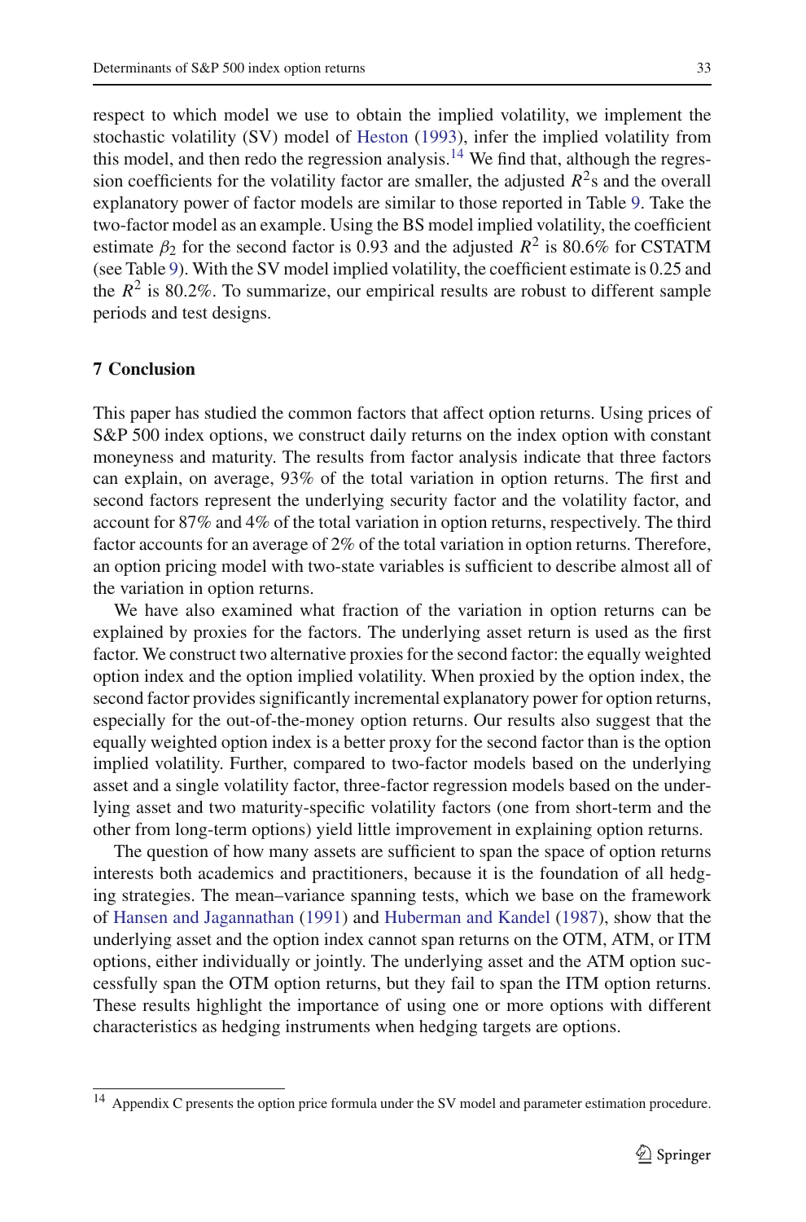respect to which model we use to obtain the implied volatility, we implement the stochastic volatility (SV) model of Heston (1993), infer the implied volatility from this model, and then redo the regression analysis.[14] We find that, although the regression coefficients for the volatility factor are smaller, the adjusted $R^2$s and the overall explanatory power of factor models are similar to those reported in Table 9. Take the two-factor model as an example. Using the BS model implied volatility, the coefficient estimate $\beta_2$ for the second factor is 0.93 and the adjusted $R^2$ is 80.6% for CSTATM (see Table 9). With the SV model implied volatility, the coefficient estimate is 0.25 and the $R^2$ is 80.2%. To summarize, our empirical results are robust to different sample periods and test designs.

## 7 Conclusion

This paper has studied the common factors that affect option returns. Using prices of S&P 500 index options, we construct daily returns on the index option with constant moneyness and maturity. The results from factor analysis indicate that three factors can explain, on average, 93% of the total variation in option returns. The first and second factors represent the underlying security factor and the volatility factor, and account for 87% and 4% of the total variation in option returns, respectively. The third factor accounts for an average of 2% of the total variation in option returns. Therefore, an option pricing model with two-state variables is sufficient to describe almost all of the variation in option returns.

We have also examined what fraction of the variation in option returns can be explained by proxies for the factors. The underlying asset return is used as the first factor. We construct two alternative proxies for the second factor: the equally weighted option index and the option implied volatility. When proxied by the option index, the second factor provides significantly incremental explanatory power for option returns, especially for the out-of-the-money option returns. Our results also suggest that the equally weighted option index is a better proxy for the second factor than is the option implied volatility. Further, compared to two-factor models based on the underlying asset and a single volatility factor, three-factor regression models based on the underlying asset and two maturity-specific volatility factors (one from short-term and the other from long-term options) yield little improvement in explaining option returns.

The question of how many assets are sufficient to span the space of option returns interests both academics and practitioners, because it is the foundation of all hedging strategies. The mean–variance spanning tests, which we base on the framework of Hansen and Jagannathan (1991) and Huberman and Kandel (1987), show that the underlying asset and the option index cannot span returns on the OTM, ATM, or ITM options, either individually or jointly. The underlying asset and the ATM option successfully span the OTM option returns, but they fail to span the ITM option returns. These results highlight the importance of using one or more options with different characteristics as hedging instruments when hedging targets are options.

[14] Appendix C presents the option price formula under the SV model and parameter estimation procedure.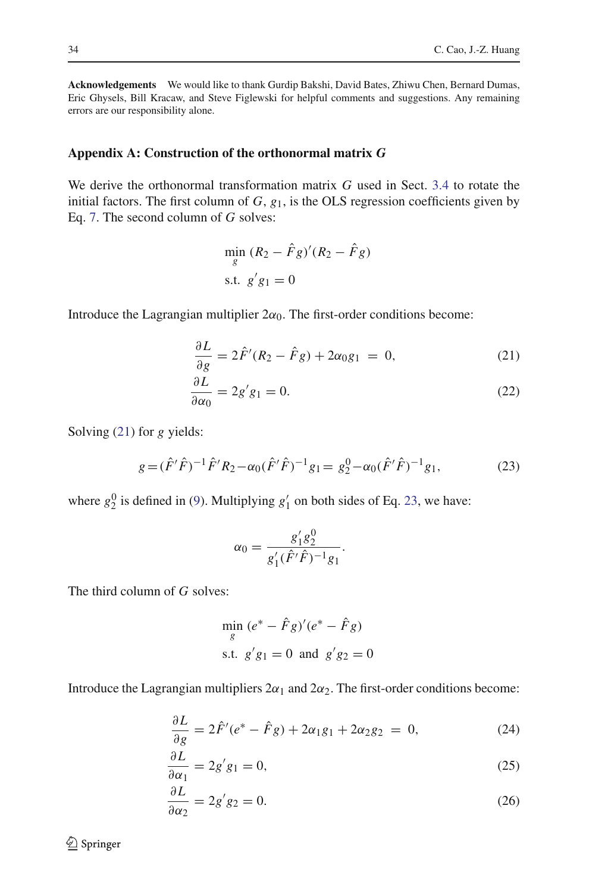**Acknowledgements** We would like to thank Gurdip Bakshi, David Bates, Zhiwu Chen, Bernard Dumas, Eric Ghysels, Bill Kracaw, and Steve Figlewski for helpful comments and suggestions. Any remaining errors are our responsibility alone.

## Appendix A: Construction of the orthonormal matrix *G*

We derive the orthonormal transformation matrix $G$ used in Sect. 3.4 to rotate the initial factors. The first column of $G$, $g_1$, is the OLS regression coefficients given by Eq. 7. The second column of $G$ solves:

$$\min_{g} \, (R_2 - \hat{F}g)'(R_2 - \hat{F}g)$$
$$\text{s.t. } \; g'g_1 = 0$$

Introduce the Lagrangian multiplier $2\alpha_0$. The first-order conditions become:

$$\frac{\partial L}{\partial g} = 2\hat{F}'(R_2 - \hat{F}g) + 2\alpha_0 g_1 \; = \; 0, \tag{21}$$

$$\frac{\partial L}{\partial \alpha_0} = 2g'g_1 = 0. \tag{22}$$

Solving (21) for $g$ yields:

$$g = (\hat{F}'\hat{F})^{-1}\hat{F}'R_2 - \alpha_0(\hat{F}'\hat{F})^{-1}g_1 = g_2^0 - \alpha_0(\hat{F}'\hat{F})^{-1}g_1, \tag{23}$$

where $g_2^0$ is defined in (9). Multiplying $g_1'$ on both sides of Eq. 23, we have:

$$\alpha_0 = \frac{g_1' g_2^0}{g_1'(\hat{F}'\hat{F})^{-1}g_1}.$$

The third column of $G$ solves:

$$\min_{g} \, (e^* - \hat{F}g)'(e^* - \hat{F}g)$$
$$\text{s.t. } \; g'g_1 = 0 \; \text{ and } \; g'g_2 = 0$$

Introduce the Lagrangian multipliers $2\alpha_1$ and $2\alpha_2$. The first-order conditions become:

$$\frac{\partial L}{\partial g} = 2\hat{F}'(e^* - \hat{F}g) + 2\alpha_1 g_1 + 2\alpha_2 g_2 \; = \; 0, \tag{24}$$

$$\frac{\partial L}{\partial \alpha_1} = 2g'g_1 = 0, \tag{25}$$

$$\frac{\partial L}{\partial \alpha_2} = 2g'g_2 = 0. \tag{26}$$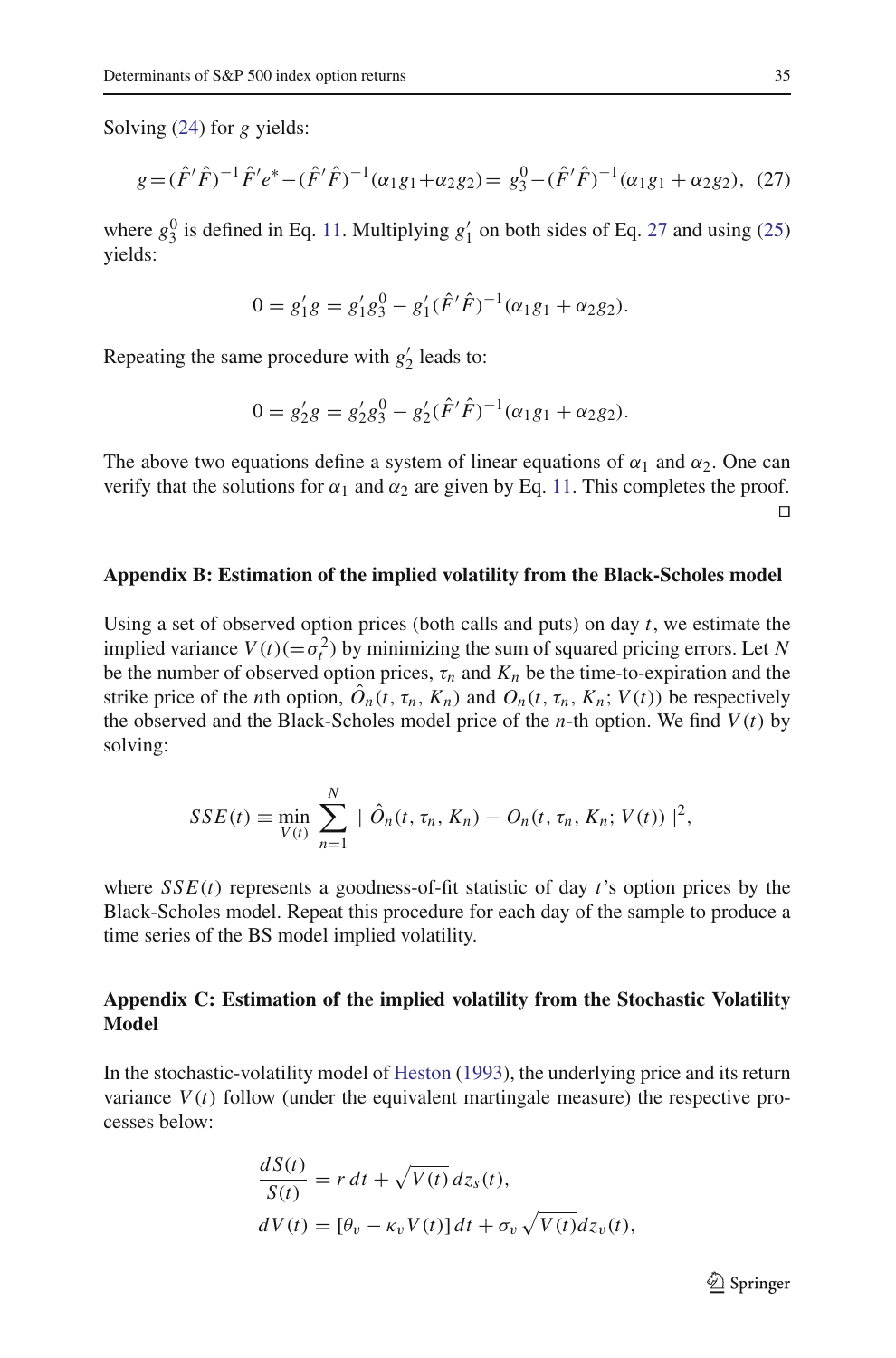Solving (24) for $g$ yields:

$$g = (\hat{F}'\hat{F})^{-1}\hat{F}'e^* - (\hat{F}'\hat{F})^{-1}(\alpha_1 g_1 + \alpha_2 g_2) = g_3^0 - (\hat{F}'\hat{F})^{-1}(\alpha_1 g_1 + \alpha_2 g_2), \quad (27)$$

where $g_3^0$ is defined in Eq. 11. Multiplying $g_1'$ on both sides of Eq. 27 and using (25) yields:

$$0 = g_1' g = g_1' g_3^0 - g_1'(\hat{F}'\hat{F})^{-1}(\alpha_1 g_1 + \alpha_2 g_2).$$

Repeating the same procedure with $g_2'$ leads to:

$$0 = g_2' g = g_2' g_3^0 - g_2'(\hat{F}'\hat{F})^{-1}(\alpha_1 g_1 + \alpha_2 g_2).$$

The above two equations define a system of linear equations of $\alpha_1$ and $\alpha_2$. One can verify that the solutions for $\alpha_1$ and $\alpha_2$ are given by Eq. 11. This completes the proof. □

### Appendix B: Estimation of the implied volatility from the Black-Scholes model

Using a set of observed option prices (both calls and puts) on day $t$, we estimate the implied variance $V(t)(=\sigma_t^2)$ by minimizing the sum of squared pricing errors. Let $N$ be the number of observed option prices, $\tau_n$ and $K_n$ be the time-to-expiration and the strike price of the $n$th option, $\hat{O}_n(t, \tau_n, K_n)$ and $O_n(t, \tau_n, K_n; V(t))$ be respectively the observed and the Black-Scholes model price of the $n$-th option. We find $V(t)$ by solving:

$$SSE(t) \equiv \min_{V(t)} \sum_{n=1}^{N} \mid \hat{O}_n(t, \tau_n, K_n) - O_n(t, \tau_n, K_n; V(t)) \mid^2,$$

where $SSE(t)$ represents a goodness-of-fit statistic of day $t$'s option prices by the Black-Scholes model. Repeat this procedure for each day of the sample to produce a time series of the BS model implied volatility.

### Appendix C: Estimation of the implied volatility from the Stochastic Volatility Model

In the stochastic-volatility model of Heston (1993), the underlying price and its return variance $V(t)$ follow (under the equivalent martingale measure) the respective processes below:

$$\frac{dS(t)}{S(t)} = r\,dt + \sqrt{V(t)}\,dz_s(t),$$
$$dV(t) = [\theta_v - \kappa_v V(t)]\,dt + \sigma_v \sqrt{V(t)}dz_v(t),$$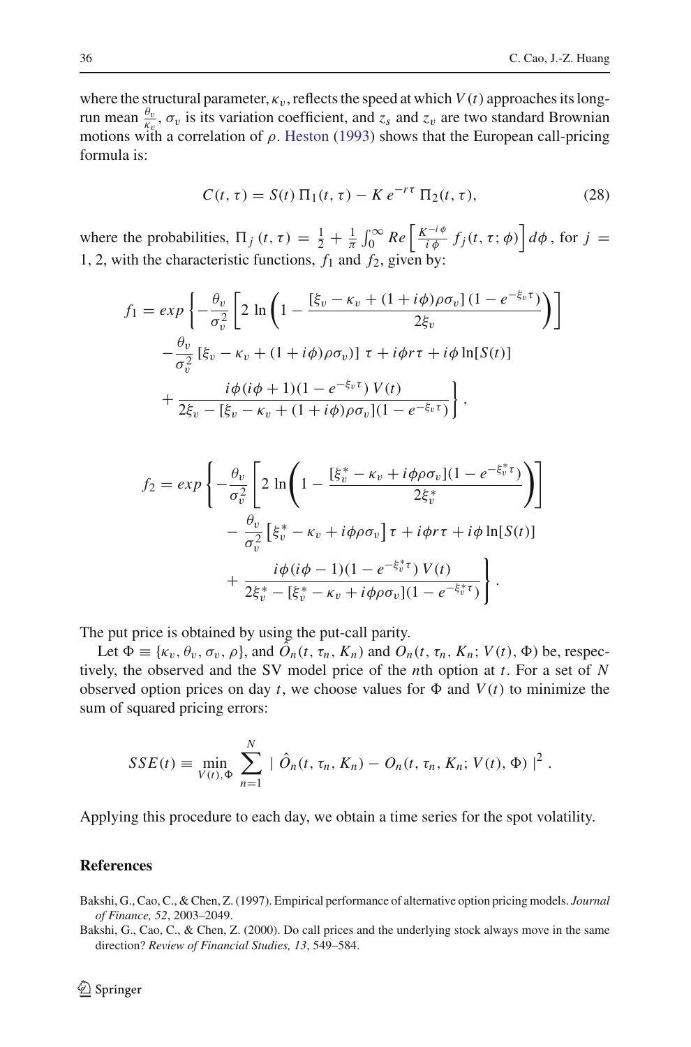where the structural parameter, $\kappa_v$, reflects the speed at which $V(t)$ approaches its long-run mean $\frac{\theta_v}{\kappa_v}$, $\sigma_v$ is its variation coefficient, and $z_s$ and $z_v$ are two standard Brownian motions with a correlation of $\rho$. Heston (1993) shows that the European call-pricing formula is:

$$C(t, \tau) = S(t)\, \Pi_1(t, \tau) - K\, e^{-r\tau}\, \Pi_2(t, \tau), \tag{28}$$

where the probabilities, $\Pi_j(t, \tau) = \frac{1}{2} + \frac{1}{\pi} \int_0^{\infty} Re\left[\frac{K^{-i\phi}}{i\phi} f_j(t, \tau; \phi)\right] d\phi$, for $j = 1, 2$, with the characteristic functions, $f_1$ and $f_2$, given by:

$$\begin{aligned}
f_1 = exp\Bigg\{ & -\frac{\theta_v}{\sigma_v^2}\left[2 \ln\left(1 - \frac{[\xi_v - \kappa_v + (1 + i\phi)\rho\sigma_v](1 - e^{-\xi_v \tau})}{2\xi_v}\right)\right] \\
& -\frac{\theta_v}{\sigma_v^2}\left[\xi_v - \kappa_v + (1 + i\phi)\rho\sigma_v)\right]\tau + i\phi r\tau + i\phi \ln[S(t)] \\
& + \frac{i\phi(i\phi + 1)(1 - e^{-\xi_v \tau})\, V(t)}{2\xi_v - [\xi_v - \kappa_v + (1 + i\phi)\rho\sigma_v](1 - e^{-\xi_v \tau})}\Bigg\},
\end{aligned}$$

$$\begin{aligned}
f_2 = exp\Bigg\{ & -\frac{\theta_v}{\sigma_v^2}\left[2 \ln\left(1 - \frac{[\xi_v^* - \kappa_v + i\phi\rho\sigma_v](1 - e^{-\xi_v^* \tau})}{2\xi_v^*}\right)\right] \\
& - \frac{\theta_v}{\sigma_v^2}\left[\xi_v^* - \kappa_v + i\phi\rho\sigma_v\right]\tau + i\phi r\tau + i\phi \ln[S(t)] \\
& + \frac{i\phi(i\phi - 1)(1 - e^{-\xi_v^* \tau})\, V(t)}{2\xi_v^* - [\xi_v^* - \kappa_v + i\phi\rho\sigma_v](1 - e^{-\xi_v^* \tau})}\Bigg\}.
\end{aligned}$$

The put price is obtained by using the put-call parity.

Let $\Phi \equiv \{\kappa_v, \theta_v, \sigma_v, \rho\}$, and $\hat{O}_n(t, \tau_n, K_n)$ and $O_n(t, \tau_n, K_n; V(t), \Phi)$ be, respectively, the observed and the SV model price of the $n$th option at $t$. For a set of $N$ observed option prices on day $t$, we choose values for $\Phi$ and $V(t)$ to minimize the sum of squared pricing errors:

$$SSE(t) \equiv \min_{V(t), \Phi} \sum_{n=1}^{N} \mid \hat{O}_n(t, \tau_n, K_n) - O_n(t, \tau_n, K_n; V(t), \Phi) \mid^2 .$$

Applying this procedure to each day, we obtain a time series for the spot volatility.

## References

Bakshi, G., Cao, C., & Chen, Z. (1997). Empirical performance of alternative option pricing models. *Journal of Finance, 52*, 2003–2049.

Bakshi, G., Cao, C., & Chen, Z. (2000). Do call prices and the underlying stock always move in the same direction? *Review of Financial Studies, 13*, 549–584.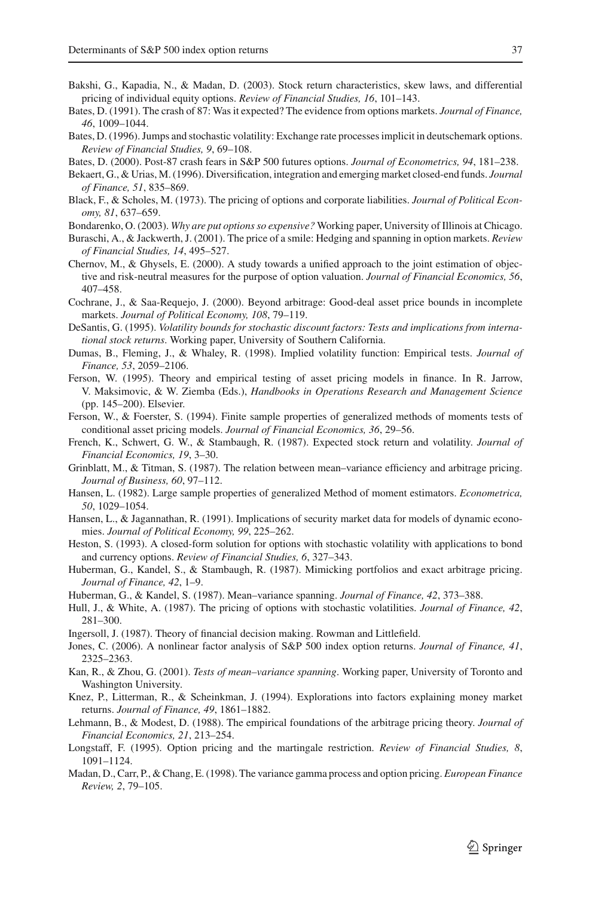Bakshi, G., Kapadia, N., & Madan, D. (2003). Stock return characteristics, skew laws, and differential pricing of individual equity options. *Review of Financial Studies, 16*, 101–143.

Bates, D. (1991). The crash of 87: Was it expected? The evidence from options markets. *Journal of Finance, 46*, 1009–1044.

Bates, D. (1996). Jumps and stochastic volatility: Exchange rate processes implicit in deutschemark options. *Review of Financial Studies, 9*, 69–108.

Bates, D. (2000). Post-87 crash fears in S&P 500 futures options. *Journal of Econometrics, 94*, 181–238.

Bekaert, G., & Urias, M. (1996). Diversification, integration and emerging market closed-end funds. *Journal of Finance, 51*, 835–869.

Black, F., & Scholes, M. (1973). The pricing of options and corporate liabilities. *Journal of Political Economy, 81*, 637–659.

Bondarenko, O. (2003). *Why are put options so expensive?* Working paper, University of Illinois at Chicago.

Buraschi, A., & Jackwerth, J. (2001). The price of a smile: Hedging and spanning in option markets. *Review of Financial Studies, 14*, 495–527.

Chernov, M., & Ghysels, E. (2000). A study towards a unified approach to the joint estimation of objective and risk-neutral measures for the purpose of option valuation. *Journal of Financial Economics, 56*, 407–458.

Cochrane, J., & Saa-Requejo, J. (2000). Beyond arbitrage: Good-deal asset price bounds in incomplete markets. *Journal of Political Economy, 108*, 79–119.

DeSantis, G. (1995). *Volatility bounds for stochastic discount factors: Tests and implications from international stock returns*. Working paper, University of Southern California.

Dumas, B., Fleming, J., & Whaley, R. (1998). Implied volatility function: Empirical tests. *Journal of Finance, 53*, 2059–2106.

Ferson, W. (1995). Theory and empirical testing of asset pricing models in finance. In R. Jarrow, V. Maksimovic, & W. Ziemba (Eds.), *Handbooks in Operations Research and Management Science* (pp. 145–200). Elsevier.

Ferson, W., & Foerster, S. (1994). Finite sample properties of generalized methods of moments tests of conditional asset pricing models. *Journal of Financial Economics, 36*, 29–56.

French, K., Schwert, G. W., & Stambaugh, R. (1987). Expected stock return and volatility. *Journal of Financial Economics, 19*, 3–30.

Grinblatt, M., & Titman, S. (1987). The relation between mean–variance efficiency and arbitrage pricing. *Journal of Business, 60*, 97–112.

Hansen, L. (1982). Large sample properties of generalized Method of moment estimators. *Econometrica, 50*, 1029–1054.

Hansen, L., & Jagannathan, R. (1991). Implications of security market data for models of dynamic economies. *Journal of Political Economy, 99*, 225–262.

Heston, S. (1993). A closed-form solution for options with stochastic volatility with applications to bond and currency options. *Review of Financial Studies, 6*, 327–343.

Huberman, G., Kandel, S., & Stambaugh, R. (1987). Mimicking portfolios and exact arbitrage pricing. *Journal of Finance, 42*, 1–9.

Huberman, G., & Kandel, S. (1987). Mean–variance spanning. *Journal of Finance, 42*, 373–388.

Hull, J., & White, A. (1987). The pricing of options with stochastic volatilities. *Journal of Finance, 42*, 281–300.

Ingersoll, J. (1987). Theory of financial decision making. Rowman and Littlefield.

Jones, C. (2006). A nonlinear factor analysis of S&P 500 index option returns. *Journal of Finance, 41*, 2325–2363.

Kan, R., & Zhou, G. (2001). *Tests of mean–variance spanning*. Working paper, University of Toronto and Washington University.

Knez, P., Litterman, R., & Scheinkman, J. (1994). Explorations into factors explaining money market returns. *Journal of Finance, 49*, 1861–1882.

Lehmann, B., & Modest, D. (1988). The empirical foundations of the arbitrage pricing theory. *Journal of Financial Economics, 21*, 213–254.

Longstaff, F. (1995). Option pricing and the martingale restriction. *Review of Financial Studies, 8*, 1091–1124.

Madan, D., Carr, P., & Chang, E. (1998). The variance gamma process and option pricing. *European Finance Review, 2*, 79–105.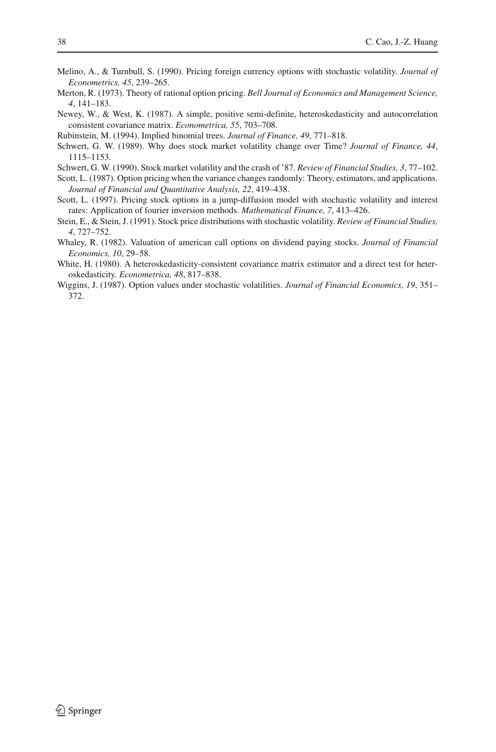Melino, A., & Turnbull, S. (1990). Pricing foreign currency options with stochastic volatility. *Journal of Econometrics, 45*, 239–265.

Merton, R. (1973). Theory of rational option pricing. *Bell Journal of Economics and Management Science, 4*, 141–183.

Newey, W., & West, K. (1987). A simple, positive semi-definite, heteroskedasticity and autocorrelation consistent covariance matrix. *Econometrica, 55*, 703–708.

Rubinstein, M. (1994). Implied binomial trees. *Journal of Finance, 49*, 771–818.

Schwert, G. W. (1989). Why does stock market volatility change over Time? *Journal of Finance, 44*, 1115–1153.

Schwert, G. W. (1990). Stock market volatility and the crash of '87. *Review of Financial Studies, 3*, 77–102.

Scott, L. (1987). Option pricing when the variance changes randomly: Theory, estimators, and applications. *Journal of Financial and Quantitative Analysis, 22*, 419–438.

Scott, L. (1997). Pricing stock options in a jump-diffusion model with stochastic volatility and interest rates: Application of fourier inversion methods. *Mathematical Finance, 7*, 413–426.

Stein, E., & Stein, J. (1991). Stock price distributions with stochastic volatility. *Review of Financial Studies, 4*, 727–752.

Whaley, R. (1982). Valuation of american call options on dividend paying stocks. *Journal of Financial Economics, 10*, 29–58.

White, H. (1980). A heteroskedasticity-consistent covariance matrix estimator and a direct test for heteroskedasticity. *Econometrica, 48*, 817–838.

Wiggins, J. (1987). Option values under stochastic volatilities. *Journal of Financial Economics, 19*, 351–372.